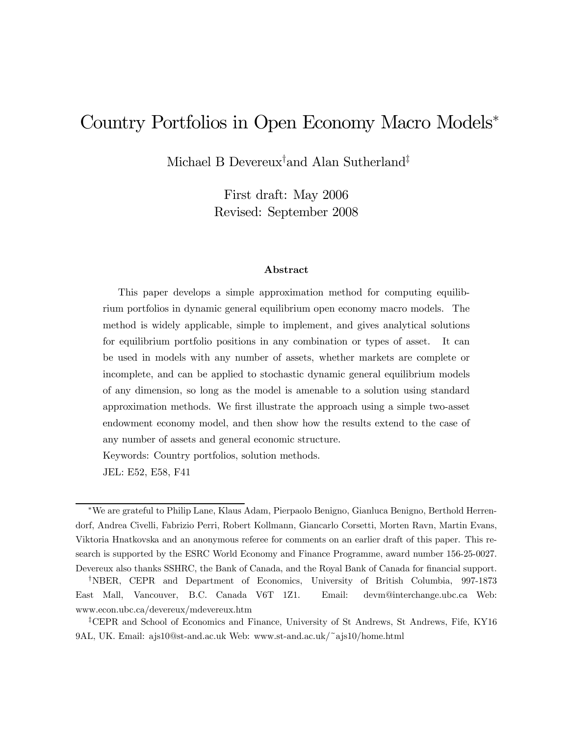# Country Portfolios in Open Economy Macro Models[*]

Michael B Devereux[†] and Alan Sutherland[‡]

First draft: May 2006
Revised: September 2008

### Abstract

This paper develops a simple approximation method for computing equilibrium portfolios in dynamic general equilibrium open economy macro models. The method is widely applicable, simple to implement, and gives analytical solutions for equilibrium portfolio positions in any combination or types of asset. It can be used in models with any number of assets, whether markets are complete or incomplete, and can be applied to stochastic dynamic general equilibrium models of any dimension, so long as the model is amenable to a solution using standard approximation methods. We first illustrate the approach using a simple two-asset endowment economy model, and then show how the results extend to the case of any number of assets and general economic structure.

Keywords: Country portfolios, solution methods.

JEL: E52, E58, F41

---

[*] We are grateful to Philip Lane, Klaus Adam, Pierpaolo Benigno, Gianluca Benigno, Berthold Herrendorf, Andrea Civelli, Fabrizio Perri, Robert Kollmann, Giancarlo Corsetti, Morten Ravn, Martin Evans, Viktoria Hnatkovska and an anonymous referee for comments on an earlier draft of this paper. This research is supported by the ESRC World Economy and Finance Programme, award number 156-25-0027. Devereux also thanks SSHRC, the Bank of Canada, and the Royal Bank of Canada for financial support.

[†] NBER, CEPR and Department of Economics, University of British Columbia, 997-1873 East Mall, Vancouver, B.C. Canada V6T 1Z1. Email: devm@interchange.ubc.ca Web: www.econ.ubc.ca/devereux/mdevereux.htm

[‡] CEPR and School of Economics and Finance, University of St Andrews, St Andrews, Fife, KY16 9AL, UK. Email: ajs10@st-and.ac.uk Web: www.st-and.ac.uk/~ajs10/home.html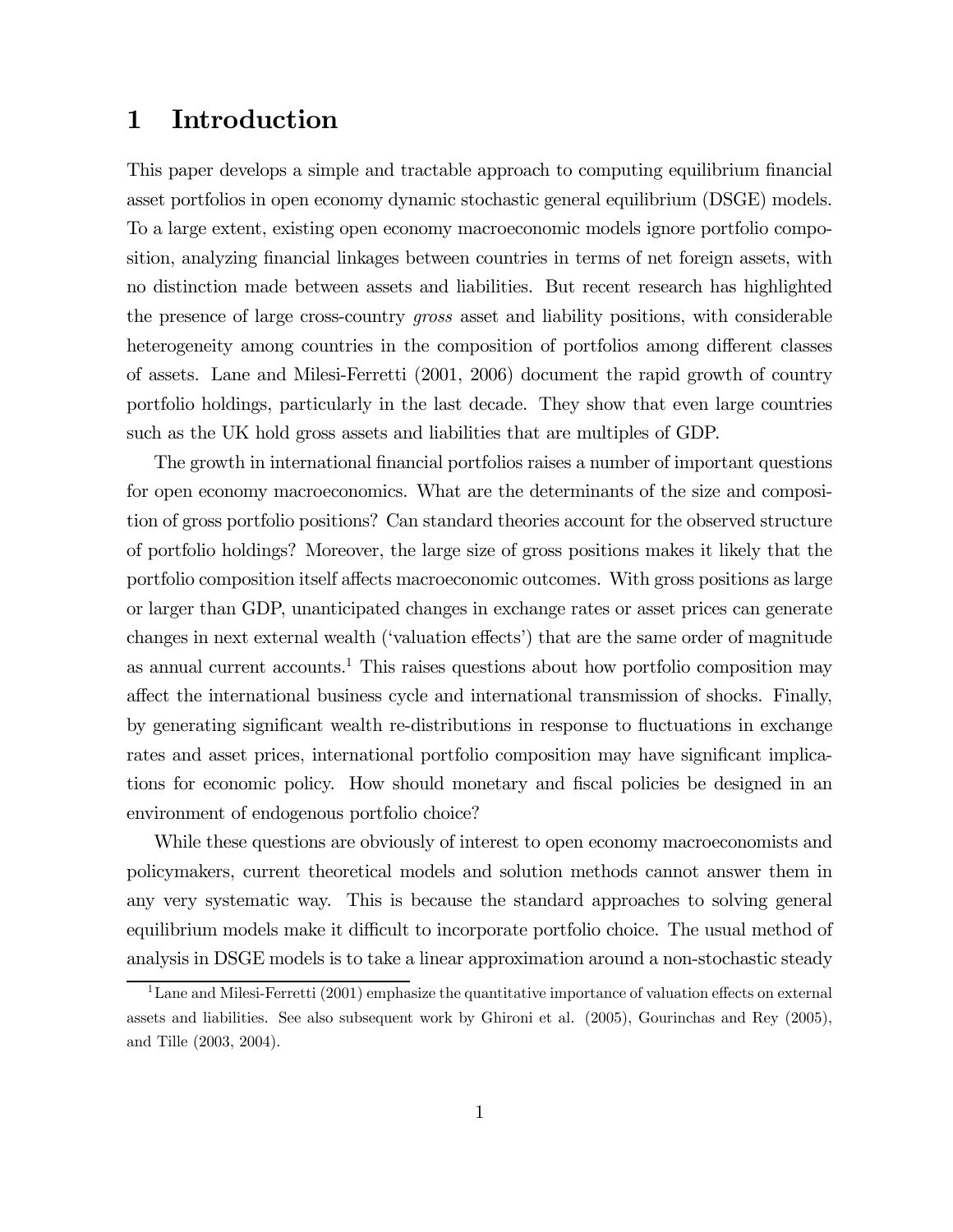# 1 Introduction

This paper develops a simple and tractable approach to computing equilibrium financial asset portfolios in open economy dynamic stochastic general equilibrium (DSGE) models. To a large extent, existing open economy macroeconomic models ignore portfolio composition, analyzing financial linkages between countries in terms of net foreign assets, with no distinction made between assets and liabilities. But recent research has highlighted the presence of large cross-country *gross* asset and liability positions, with considerable heterogeneity among countries in the composition of portfolios among different classes of assets. Lane and Milesi-Ferretti (2001, 2006) document the rapid growth of country portfolio holdings, particularly in the last decade. They show that even large countries such as the UK hold gross assets and liabilities that are multiples of GDP.

The growth in international financial portfolios raises a number of important questions for open economy macroeconomics. What are the determinants of the size and composition of gross portfolio positions? Can standard theories account for the observed structure of portfolio holdings? Moreover, the large size of gross positions makes it likely that the portfolio composition itself affects macroeconomic outcomes. With gross positions as large or larger than GDP, unanticipated changes in exchange rates or asset prices can generate changes in next external wealth ('valuation effects') that are the same order of magnitude as annual current accounts.[1] This raises questions about how portfolio composition may affect the international business cycle and international transmission of shocks. Finally, by generating significant wealth re-distributions in response to fluctuations in exchange rates and asset prices, international portfolio composition may have significant implications for economic policy. How should monetary and fiscal policies be designed in an environment of endogenous portfolio choice?

While these questions are obviously of interest to open economy macroeconomists and policymakers, current theoretical models and solution methods cannot answer them in any very systematic way. This is because the standard approaches to solving general equilibrium models make it difficult to incorporate portfolio choice. The usual method of analysis in DSGE models is to take a linear approximation around a non-stochastic steady

[1] Lane and Milesi-Ferretti (2001) emphasize the quantitative importance of valuation effects on external assets and liabilities. See also subsequent work by Ghironi et al. (2005), Gourinchas and Rey (2005), and Tille (2003, 2004).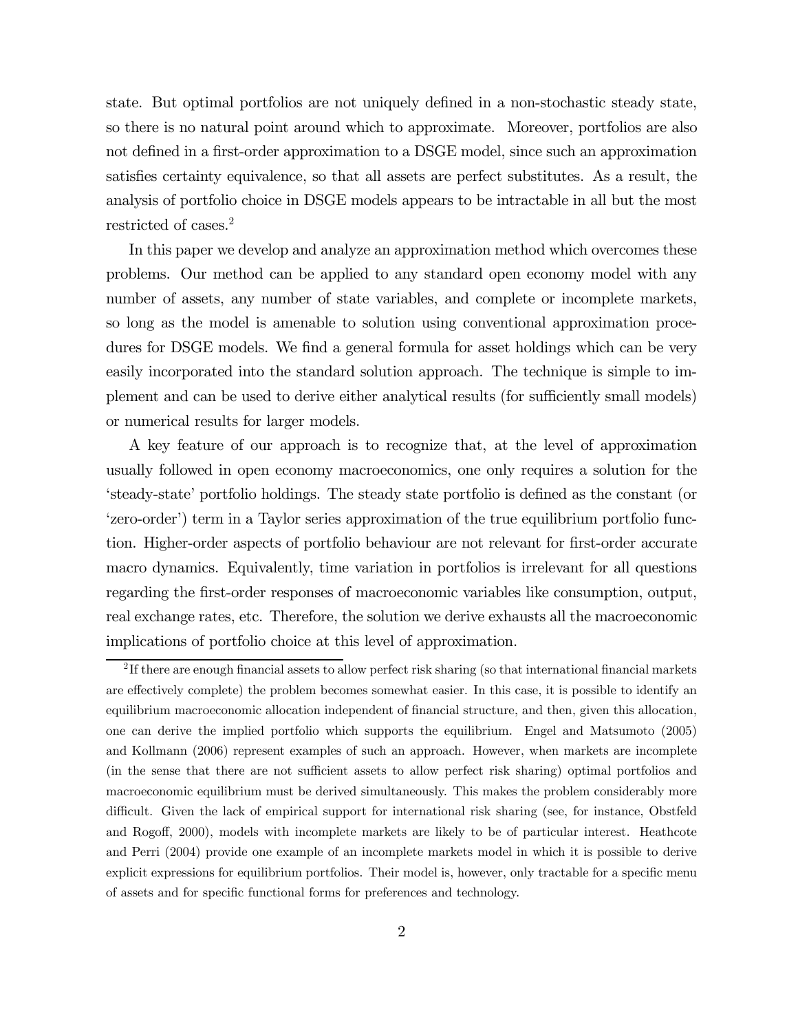state. But optimal portfolios are not uniquely defined in a non-stochastic steady state, so there is no natural point around which to approximate. Moreover, portfolios are also not defined in a first-order approximation to a DSGE model, since such an approximation satisfies certainty equivalence, so that all assets are perfect substitutes. As a result, the analysis of portfolio choice in DSGE models appears to be intractable in all but the most restricted of cases.[2]

In this paper we develop and analyze an approximation method which overcomes these problems. Our method can be applied to any standard open economy model with any number of assets, any number of state variables, and complete or incomplete markets, so long as the model is amenable to solution using conventional approximation procedures for DSGE models. We find a general formula for asset holdings which can be very easily incorporated into the standard solution approach. The technique is simple to implement and can be used to derive either analytical results (for sufficiently small models) or numerical results for larger models.

A key feature of our approach is to recognize that, at the level of approximation usually followed in open economy macroeconomics, one only requires a solution for the 'steady-state' portfolio holdings. The steady state portfolio is defined as the constant (or 'zero-order') term in a Taylor series approximation of the true equilibrium portfolio function. Higher-order aspects of portfolio behaviour are not relevant for first-order accurate macro dynamics. Equivalently, time variation in portfolios is irrelevant for all questions regarding the first-order responses of macroeconomic variables like consumption, output, real exchange rates, etc. Therefore, the solution we derive exhausts all the macroeconomic implications of portfolio choice at this level of approximation.

[2] If there are enough financial assets to allow perfect risk sharing (so that international financial markets are effectively complete) the problem becomes somewhat easier. In this case, it is possible to identify an equilibrium macroeconomic allocation independent of financial structure, and then, given this allocation, one can derive the implied portfolio which supports the equilibrium. Engel and Matsumoto (2005) and Kollmann (2006) represent examples of such an approach. However, when markets are incomplete (in the sense that there are not sufficient assets to allow perfect risk sharing) optimal portfolios and macroeconomic equilibrium must be derived simultaneously. This makes the problem considerably more difficult. Given the lack of empirical support for international risk sharing (see, for instance, Obstfeld and Rogoff, 2000), models with incomplete markets are likely to be of particular interest. Heathcote and Perri (2004) provide one example of an incomplete markets model in which it is possible to derive explicit expressions for equilibrium portfolios. Their model is, however, only tractable for a specific menu of assets and for specific functional forms for preferences and technology.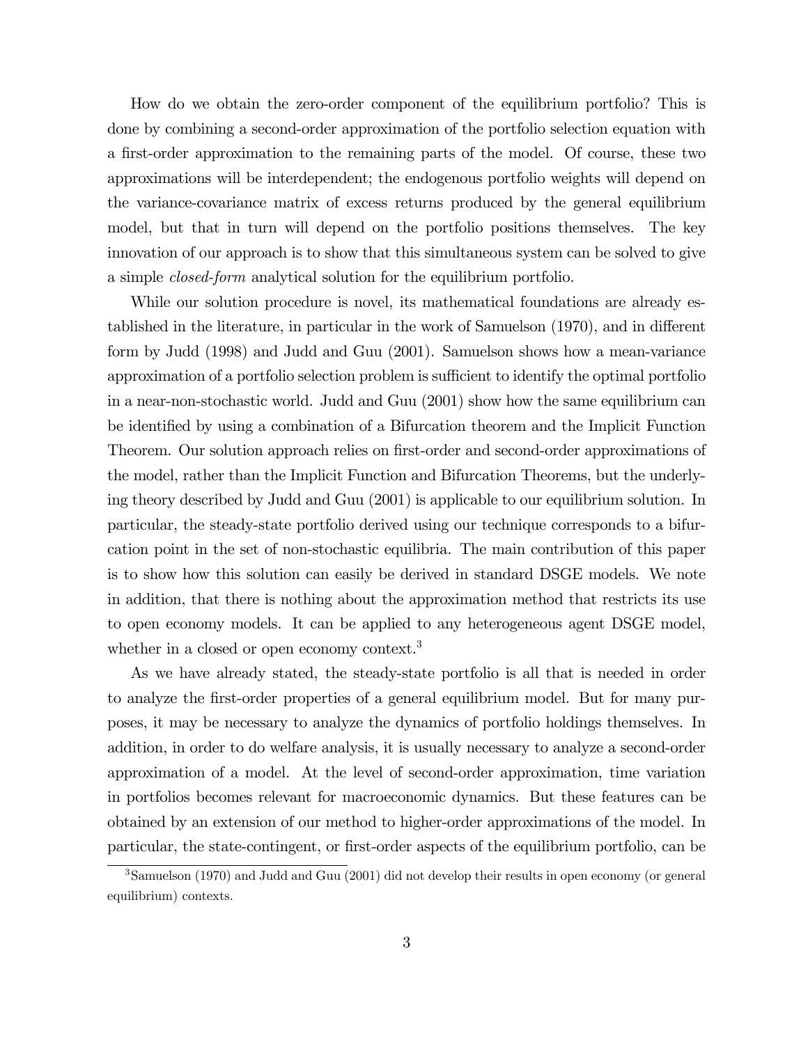How do we obtain the zero-order component of the equilibrium portfolio? This is done by combining a second-order approximation of the portfolio selection equation with a first-order approximation to the remaining parts of the model. Of course, these two approximations will be interdependent; the endogenous portfolio weights will depend on the variance-covariance matrix of excess returns produced by the general equilibrium model, but that in turn will depend on the portfolio positions themselves. The key innovation of our approach is to show that this simultaneous system can be solved to give a simple *closed-form* analytical solution for the equilibrium portfolio.

While our solution procedure is novel, its mathematical foundations are already established in the literature, in particular in the work of Samuelson (1970), and in different form by Judd (1998) and Judd and Guu (2001). Samuelson shows how a mean-variance approximation of a portfolio selection problem is sufficient to identify the optimal portfolio in a near-non-stochastic world. Judd and Guu (2001) show how the same equilibrium can be identified by using a combination of a Bifurcation theorem and the Implicit Function Theorem. Our solution approach relies on first-order and second-order approximations of the model, rather than the Implicit Function and Bifurcation Theorems, but the underlying theory described by Judd and Guu (2001) is applicable to our equilibrium solution. In particular, the steady-state portfolio derived using our technique corresponds to a bifurcation point in the set of non-stochastic equilibria. The main contribution of this paper is to show how this solution can easily be derived in standard DSGE models. We note in addition, that there is nothing about the approximation method that restricts its use to open economy models. It can be applied to any heterogeneous agent DSGE model, whether in a closed or open economy context.[3]

As we have already stated, the steady-state portfolio is all that is needed in order to analyze the first-order properties of a general equilibrium model. But for many purposes, it may be necessary to analyze the dynamics of portfolio holdings themselves. In addition, in order to do welfare analysis, it is usually necessary to analyze a second-order approximation of a model. At the level of second-order approximation, time variation in portfolios becomes relevant for macroeconomic dynamics. But these features can be obtained by an extension of our method to higher-order approximations of the model. In particular, the state-contingent, or first-order aspects of the equilibrium portfolio, can be

[3] Samuelson (1970) and Judd and Guu (2001) did not develop their results in open economy (or general equilibrium) contexts.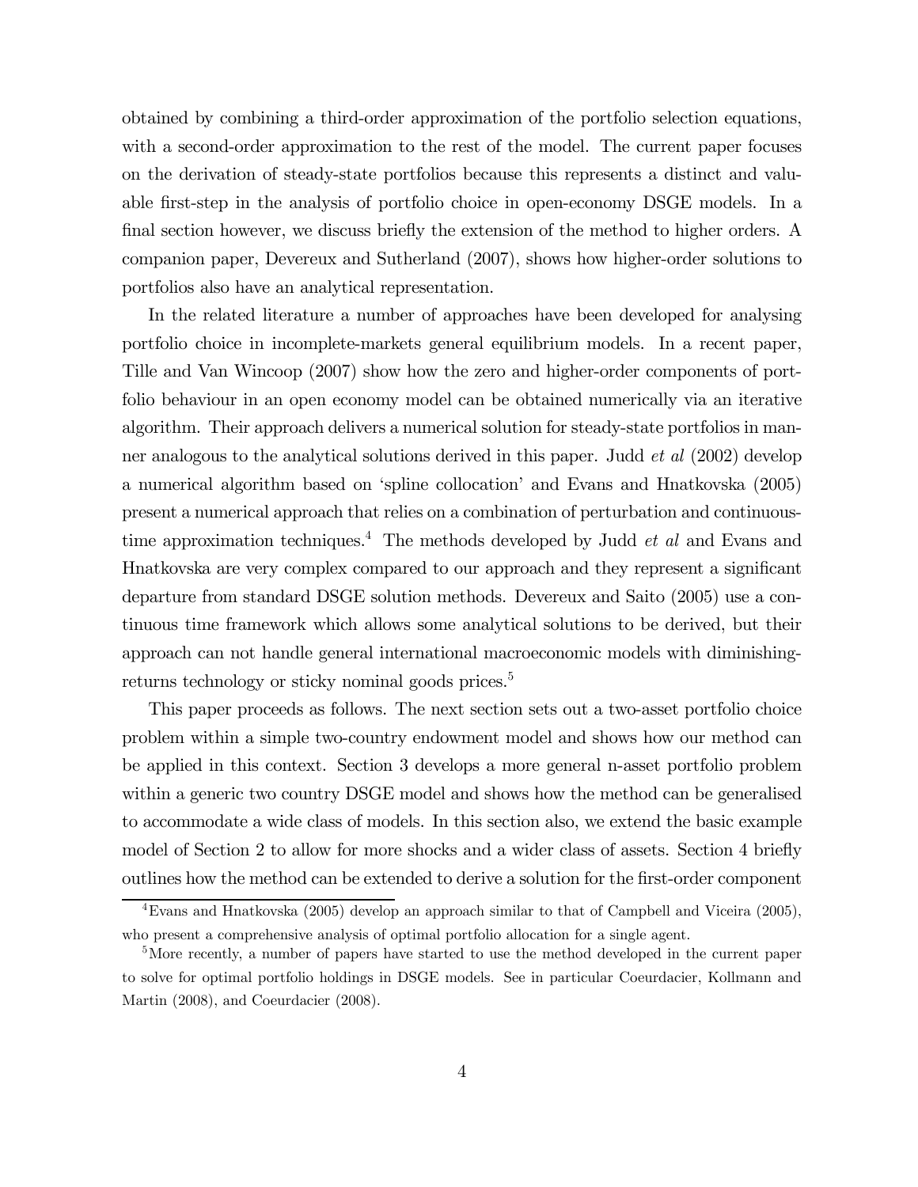obtained by combining a third-order approximation of the portfolio selection equations, with a second-order approximation to the rest of the model. The current paper focuses on the derivation of steady-state portfolios because this represents a distinct and valuable first-step in the analysis of portfolio choice in open-economy DSGE models. In a final section however, we discuss briefly the extension of the method to higher orders. A companion paper, Devereux and Sutherland (2007), shows how higher-order solutions to portfolios also have an analytical representation.

In the related literature a number of approaches have been developed for analysing portfolio choice in incomplete-markets general equilibrium models. In a recent paper, Tille and Van Wincoop (2007) show how the zero and higher-order components of portfolio behaviour in an open economy model can be obtained numerically via an iterative algorithm. Their approach delivers a numerical solution for steady-state portfolios in manner analogous to the analytical solutions derived in this paper. Judd *et al* (2002) develop a numerical algorithm based on 'spline collocation' and Evans and Hnatkovska (2005) present a numerical approach that relies on a combination of perturbation and continuous-time approximation techniques.[4] The methods developed by Judd *et al* and Evans and Hnatkovska are very complex compared to our approach and they represent a significant departure from standard DSGE solution methods. Devereux and Saito (2005) use a continuous time framework which allows some analytical solutions to be derived, but their approach can not handle general international macroeconomic models with diminishing-returns technology or sticky nominal goods prices.[5]

This paper proceeds as follows. The next section sets out a two-asset portfolio choice problem within a simple two-country endowment model and shows how our method can be applied in this context. Section 3 develops a more general n-asset portfolio problem within a generic two country DSGE model and shows how the method can be generalised to accommodate a wide class of models. In this section also, we extend the basic example model of Section 2 to allow for more shocks and a wider class of assets. Section 4 briefly outlines how the method can be extended to derive a solution for the first-order component

[4] Evans and Hnatkovska (2005) develop an approach similar to that of Campbell and Viceira (2005), who present a comprehensive analysis of optimal portfolio allocation for a single agent.

[5] More recently, a number of papers have started to use the method developed in the current paper to solve for optimal portfolio holdings in DSGE models. See in particular Coeurdacier, Kollmann and Martin (2008), and Coeurdacier (2008).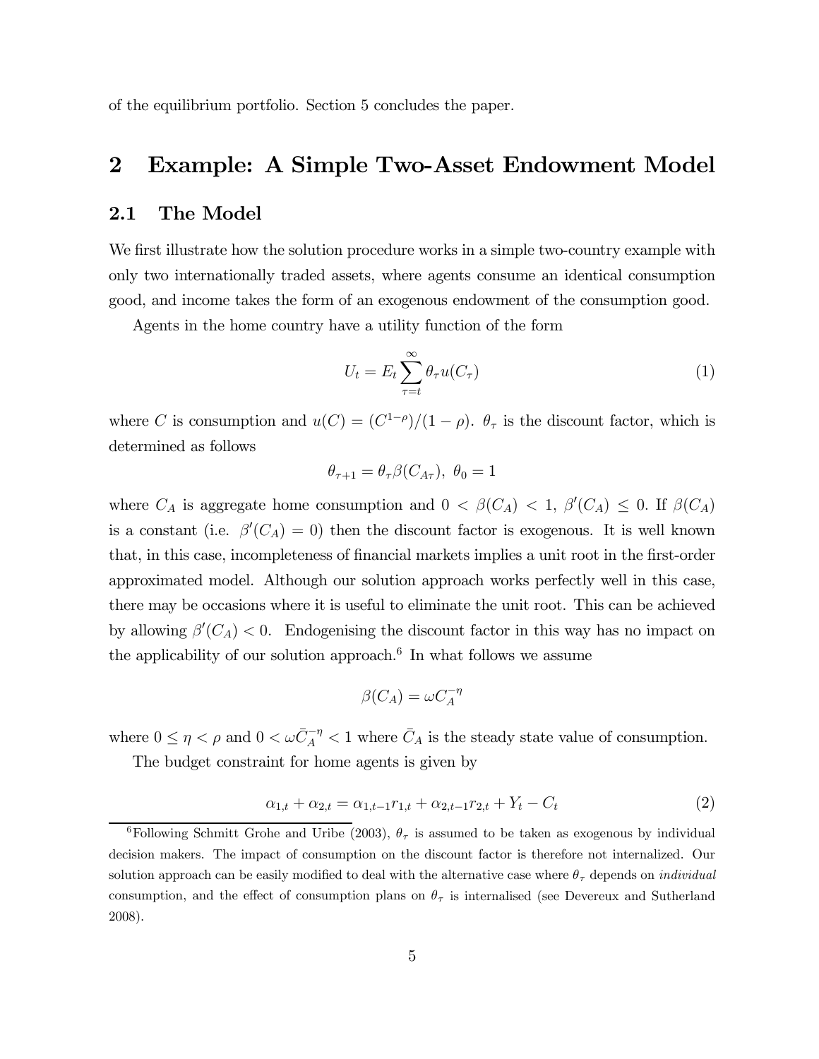of the equilibrium portfolio. Section 5 concludes the paper.

# 2 Example: A Simple Two-Asset Endowment Model

## 2.1 The Model

We first illustrate how the solution procedure works in a simple two-country example with only two internationally traded assets, where agents consume an identical consumption good, and income takes the form of an exogenous endowment of the consumption good.

Agents in the home country have a utility function of the form

$$U_t = E_t \sum_{\tau=t}^{\infty} \theta_\tau u(C_\tau) \tag{1}$$

where $C$ is consumption and $u(C) = (C^{1-\rho})/(1-\rho)$. $\theta_\tau$ is the discount factor, which is determined as follows

$$\theta_{\tau+1} = \theta_\tau \beta(C_{A\tau}),\ \theta_0 = 1$$

where $C_A$ is aggregate home consumption and $0 < \beta(C_A) < 1$, $\beta'(C_A) \leq 0$. If $\beta(C_A)$ is a constant (i.e. $\beta'(C_A) = 0$) then the discount factor is exogenous. It is well known that, in this case, incompleteness of financial markets implies a unit root in the first-order approximated model. Although our solution approach works perfectly well in this case, there may be occasions where it is useful to eliminate the unit root. This can be achieved by allowing $\beta'(C_A) < 0$. Endogenising the discount factor in this way has no impact on the applicability of our solution approach.[6] In what follows we assume

$$\beta(C_A) = \omega C_A^{-\eta}$$

where $0 \leq \eta < \rho$ and $0 < \omega \bar{C}_A^{-\eta} < 1$ where $\bar{C}_A$ is the steady state value of consumption.

The budget constraint for home agents is given by

$$\alpha_{1,t} + \alpha_{2,t} = \alpha_{1,t-1} r_{1,t} + \alpha_{2,t-1} r_{2,t} + Y_t - C_t \tag{2}$$

[6] Following Schmitt Grohe and Uribe (2003), $\theta_\tau$ is assumed to be taken as exogenous by individual decision makers. The impact of consumption on the discount factor is therefore not internalized. Our solution approach can be easily modified to deal with the alternative case where $\theta_\tau$ depends on *individual* consumption, and the effect of consumption plans on $\theta_\tau$ is internalised (see Devereux and Sutherland 2008).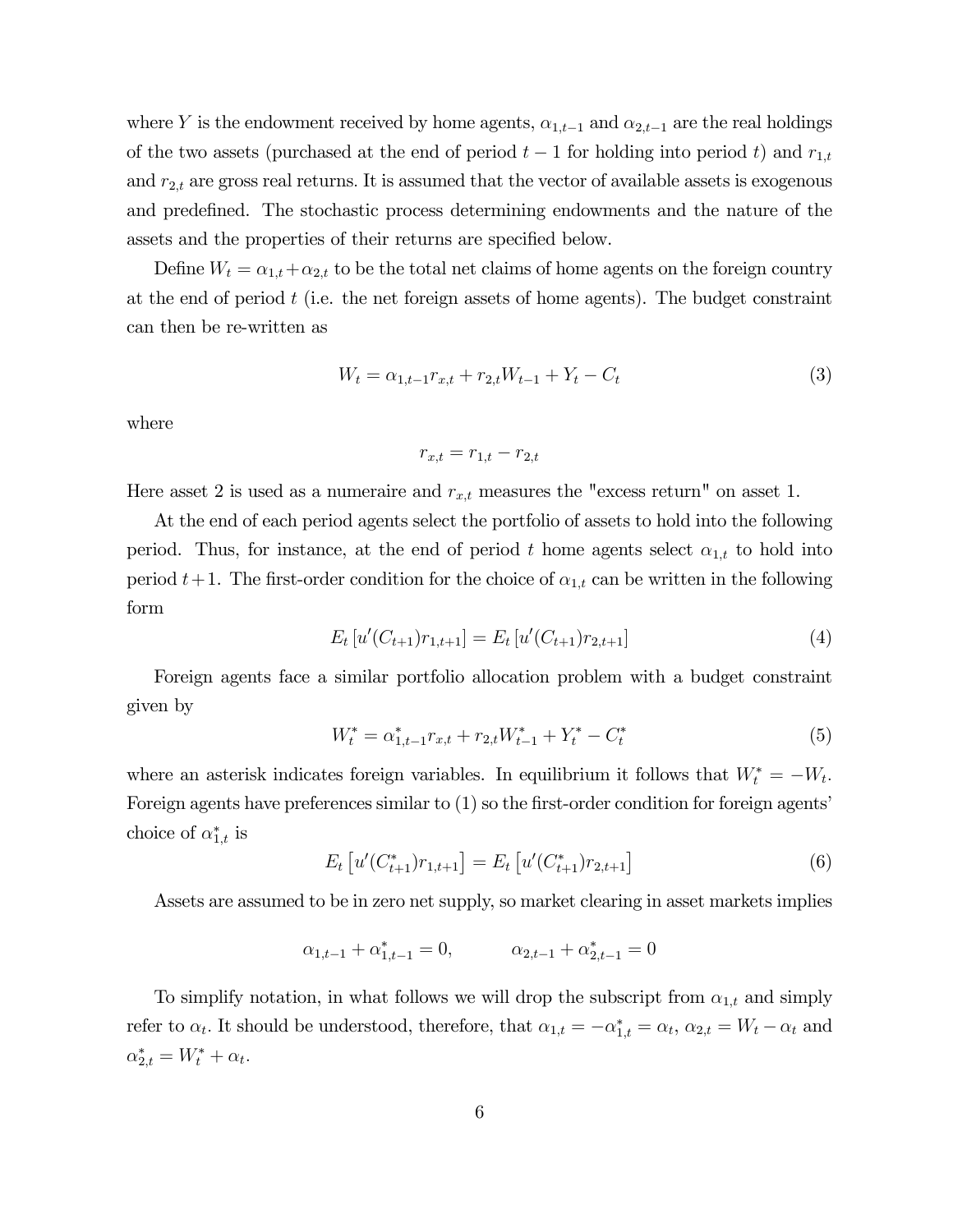where $Y$ is the endowment received by home agents, $\alpha_{1,t-1}$ and $\alpha_{2,t-1}$ are the real holdings of the two assets (purchased at the end of period $t-1$ for holding into period $t$) and $r_{1,t}$ and $r_{2,t}$ are gross real returns. It is assumed that the vector of available assets is exogenous and predefined. The stochastic process determining endowments and the nature of the assets and the properties of their returns are specified below.

Define $W_t = \alpha_{1,t} + \alpha_{2,t}$ to be the total net claims of home agents on the foreign country at the end of period $t$ (i.e. the net foreign assets of home agents). The budget constraint can then be re-written as

$$W_t = \alpha_{1,t-1} r_{x,t} + r_{2,t} W_{t-1} + Y_t - C_t \tag{3}$$

where

$$r_{x,t} = r_{1,t} - r_{2,t}$$

Here asset 2 is used as a numeraire and $r_{x,t}$ measures the "excess return" on asset 1.

At the end of each period agents select the portfolio of assets to hold into the following period. Thus, for instance, at the end of period $t$ home agents select $\alpha_{1,t}$ to hold into period $t+1$. The first-order condition for the choice of $\alpha_{1,t}$ can be written in the following form

$$E_t \left[ u'(C_{t+1}) r_{1,t+1} \right] = E_t \left[ u'(C_{t+1}) r_{2,t+1} \right] \tag{4}$$

Foreign agents face a similar portfolio allocation problem with a budget constraint given by

$$W_t^* = \alpha_{1,t-1}^* r_{x,t} + r_{2,t} W_{t-1}^* + Y_t^* - C_t^* \tag{5}$$

where an asterisk indicates foreign variables. In equilibrium it follows that $W_t^* = -W_t$. Foreign agents have preferences similar to (1) so the first-order condition for foreign agents' choice of $\alpha_{1,t}^*$ is

$$E_t \left[ u'(C_{t+1}^*) r_{1,t+1} \right] = E_t \left[ u'(C_{t+1}^*) r_{2,t+1} \right] \tag{6}$$

Assets are assumed to be in zero net supply, so market clearing in asset markets implies

$$\alpha_{1,t-1} + \alpha_{1,t-1}^* = 0, \qquad \alpha_{2,t-1} + \alpha_{2,t-1}^* = 0$$

To simplify notation, in what follows we will drop the subscript from $\alpha_{1,t}$ and simply refer to $\alpha_t$. It should be understood, therefore, that $\alpha_{1,t} = -\alpha_{1,t}^* = \alpha_t$, $\alpha_{2,t} = W_t - \alpha_t$ and $\alpha_{2,t}^* = W_t^* + \alpha_t$.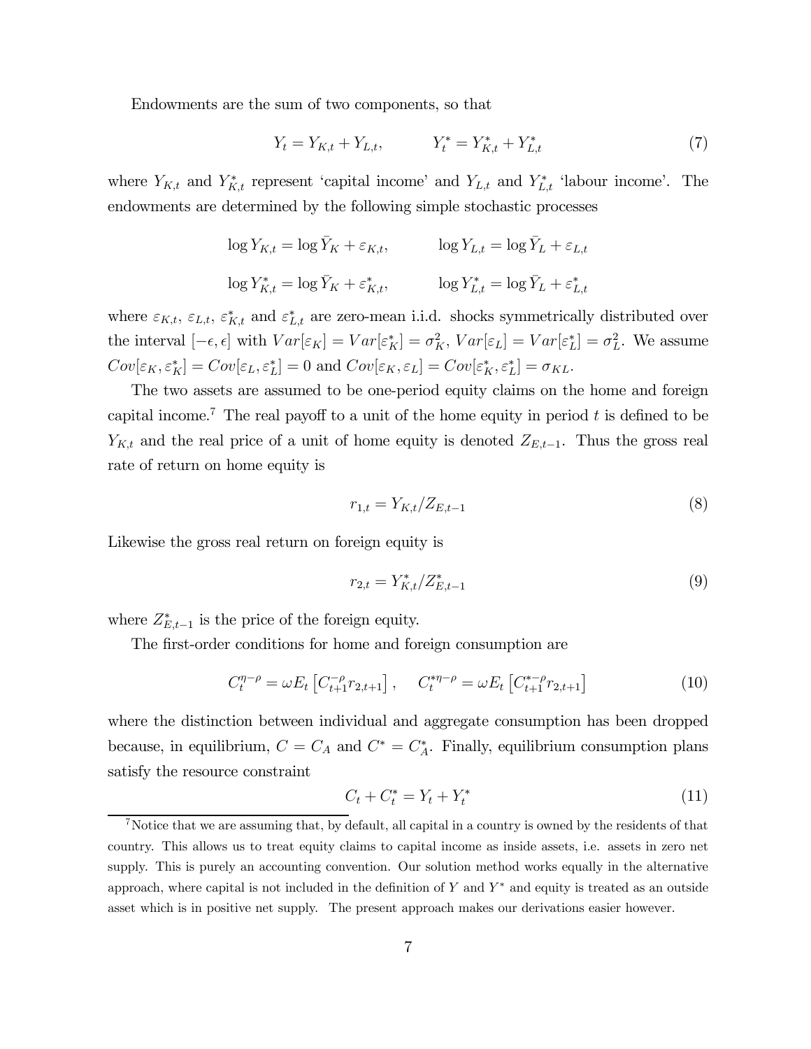Endowments are the sum of two components, so that

$$Y_t = Y_{K,t} + Y_{L,t}, \qquad Y_t^* = Y_{K,t}^* + Y_{L,t}^* \tag{7}$$

where $Y_{K,t}$ and $Y_{K,t}^*$ represent 'capital income' and $Y_{L,t}$ and $Y_{L,t}^*$ 'labour income'. The endowments are determined by the following simple stochastic processes

$$\log Y_{K,t} = \log \bar{Y}_K + \varepsilon_{K,t}, \qquad \log Y_{L,t} = \log \bar{Y}_L + \varepsilon_{L,t}$$

$$\log Y_{K,t}^* = \log \bar{Y}_K + \varepsilon_{K,t}^*, \qquad \log Y_{L,t}^* = \log \bar{Y}_L + \varepsilon_{L,t}^*$$

where $\varepsilon_{K,t}$, $\varepsilon_{L,t}$, $\varepsilon_{K,t}^*$ and $\varepsilon_{L,t}^*$ are zero-mean i.i.d. shocks symmetrically distributed over the interval $[-\epsilon, \epsilon]$ with $Var[\varepsilon_K] = Var[\varepsilon_K^*] = \sigma_K^2$, $Var[\varepsilon_L] = Var[\varepsilon_L^*] = \sigma_L^2$. We assume $Cov[\varepsilon_K, \varepsilon_K^*] = Cov[\varepsilon_L, \varepsilon_L^*] = 0$ and $Cov[\varepsilon_K, \varepsilon_L] = Cov[\varepsilon_K^*, \varepsilon_L^*] = \sigma_{KL}$.

The two assets are assumed to be one-period equity claims on the home and foreign capital income.[7] The real payoff to a unit of the home equity in period $t$ is defined to be $Y_{K,t}$ and the real price of a unit of home equity is denoted $Z_{E,t-1}$. Thus the gross real rate of return on home equity is

$$r_{1,t} = Y_{K,t}/Z_{E,t-1} \tag{8}$$

Likewise the gross real return on foreign equity is

$$r_{2,t} = Y_{K,t}^*/Z_{E,t-1}^* \tag{9}$$

where $Z_{E,t-1}^*$ is the price of the foreign equity.

The first-order conditions for home and foreign consumption are

$$C_t^{\eta-\rho} = \omega E_t \left[ C_{t+1}^{-\rho} r_{2,t+1} \right], \quad C_t^{*\eta-\rho} = \omega E_t \left[ C_{t+1}^{*-\rho} r_{2,t+1} \right] \tag{10}$$

where the distinction between individual and aggregate consumption has been dropped because, in equilibrium, $C = C_A$ and $C^* = C_A^*$. Finally, equilibrium consumption plans satisfy the resource constraint

$$C_t + C_t^* = Y_t + Y_t^* \tag{11}$$

[7] Notice that we are assuming that, by default, all capital in a country is owned by the residents of that country. This allows us to treat equity claims to capital income as inside assets, i.e. assets in zero net supply. This is purely an accounting convention. Our solution method works equally in the alternative approach, where capital is not included in the definition of $Y$ and $Y^*$ and equity is treated as an outside asset which is in positive net supply. The present approach makes our derivations easier however.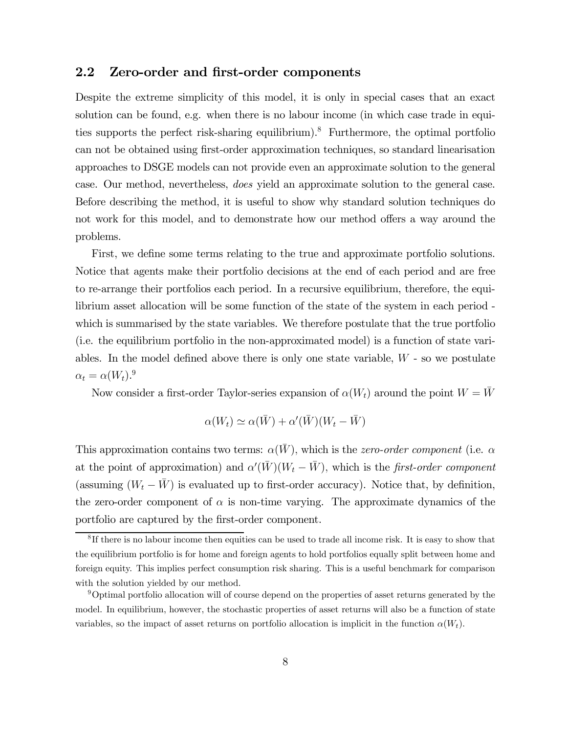## 2.2 Zero-order and first-order components

Despite the extreme simplicity of this model, it is only in special cases that an exact solution can be found, e.g. when there is no labour income (in which case trade in equities supports the perfect risk-sharing equilibrium).[8] Furthermore, the optimal portfolio can not be obtained using first-order approximation techniques, so standard linearisation approaches to DSGE models can not provide even an approximate solution to the general case. Our method, nevertheless, *does* yield an approximate solution to the general case. Before describing the method, it is useful to show why standard solution techniques do not work for this model, and to demonstrate how our method offers a way around the problems.

First, we define some terms relating to the true and approximate portfolio solutions. Notice that agents make their portfolio decisions at the end of each period and are free to re-arrange their portfolios each period. In a recursive equilibrium, therefore, the equilibrium asset allocation will be some function of the state of the system in each period - which is summarised by the state variables. We therefore postulate that the true portfolio (i.e. the equilibrium portfolio in the non-approximated model) is a function of state variables. In the model defined above there is only one state variable, $W$ - so we postulate $\alpha_t = \alpha(W_t)$.[9]

Now consider a first-order Taylor-series expansion of $\alpha(W_t)$ around the point $W = \bar{W}$

$$\alpha(W_t) \simeq \alpha(\bar{W}) + \alpha'(\bar{W})(W_t - \bar{W})$$

This approximation contains two terms: $\alpha(\bar{W})$, which is the *zero-order component* (i.e. $\alpha$ at the point of approximation) and $\alpha'(\bar{W})(W_t - \bar{W})$, which is the *first-order component* (assuming $(W_t - \bar{W})$ is evaluated up to first-order accuracy). Notice that, by definition, the zero-order component of $\alpha$ is non-time varying. The approximate dynamics of the portfolio are captured by the first-order component.

[8] If there is no labour income then equities can be used to trade all income risk. It is easy to show that the equilibrium portfolio is for home and foreign agents to hold portfolios equally split between home and foreign equity. This implies perfect consumption risk sharing. This is a useful benchmark for comparison with the solution yielded by our method.

[9] Optimal portfolio allocation will of course depend on the properties of asset returns generated by the model. In equilibrium, however, the stochastic properties of asset returns will also be a function of state variables, so the impact of asset returns on portfolio allocation is implicit in the function $\alpha(W_t)$.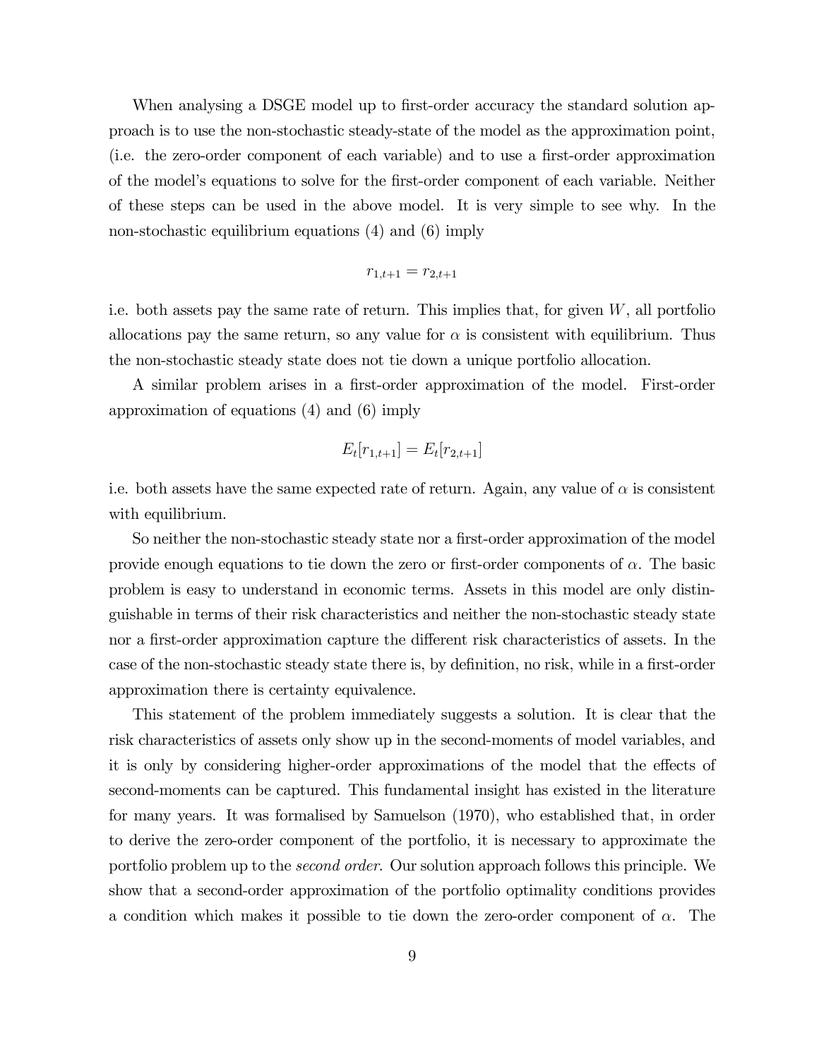When analysing a DSGE model up to first-order accuracy the standard solution approach is to use the non-stochastic steady-state of the model as the approximation point, (i.e. the zero-order component of each variable) and to use a first-order approximation of the model's equations to solve for the first-order component of each variable. Neither of these steps can be used in the above model. It is very simple to see why. In the non-stochastic equilibrium equations (4) and (6) imply

$$r_{1,t+1} = r_{2,t+1}$$

i.e. both assets pay the same rate of return. This implies that, for given $W$, all portfolio allocations pay the same return, so any value for $\alpha$ is consistent with equilibrium. Thus the non-stochastic steady state does not tie down a unique portfolio allocation.

A similar problem arises in a first-order approximation of the model. First-order approximation of equations (4) and (6) imply

$$E_t[r_{1,t+1}] = E_t[r_{2,t+1}]$$

i.e. both assets have the same expected rate of return. Again, any value of $\alpha$ is consistent with equilibrium.

So neither the non-stochastic steady state nor a first-order approximation of the model provide enough equations to tie down the zero or first-order components of $\alpha$. The basic problem is easy to understand in economic terms. Assets in this model are only distinguishable in terms of their risk characteristics and neither the non-stochastic steady state nor a first-order approximation capture the different risk characteristics of assets. In the case of the non-stochastic steady state there is, by definition, no risk, while in a first-order approximation there is certainty equivalence.

This statement of the problem immediately suggests a solution. It is clear that the risk characteristics of assets only show up in the second-moments of model variables, and it is only by considering higher-order approximations of the model that the effects of second-moments can be captured. This fundamental insight has existed in the literature for many years. It was formalised by Samuelson (1970), who established that, in order to derive the zero-order component of the portfolio, it is necessary to approximate the portfolio problem up to the *second order*. Our solution approach follows this principle. We show that a second-order approximation of the portfolio optimality conditions provides a condition which makes it possible to tie down the zero-order component of $\alpha$. The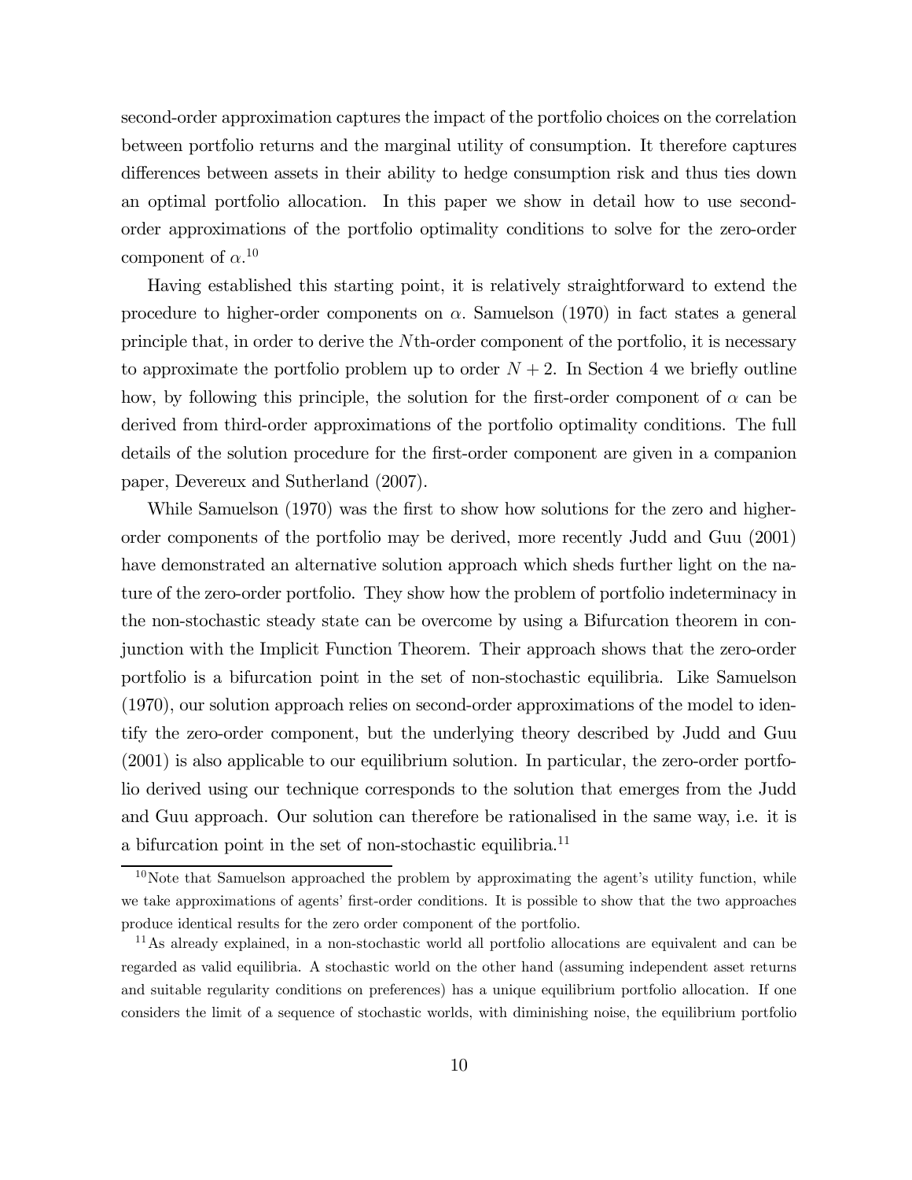second-order approximation captures the impact of the portfolio choices on the correlation between portfolio returns and the marginal utility of consumption. It therefore captures differences between assets in their ability to hedge consumption risk and thus ties down an optimal portfolio allocation. In this paper we show in detail how to use second-order approximations of the portfolio optimality conditions to solve for the zero-order component of $\alpha$.[10]

Having established this starting point, it is relatively straightforward to extend the procedure to higher-order components on $\alpha$. Samuelson (1970) in fact states a general principle that, in order to derive the $N$th-order component of the portfolio, it is necessary to approximate the portfolio problem up to order $N+2$. In Section 4 we briefly outline how, by following this principle, the solution for the first-order component of $\alpha$ can be derived from third-order approximations of the portfolio optimality conditions. The full details of the solution procedure for the first-order component are given in a companion paper, Devereux and Sutherland (2007).

While Samuelson (1970) was the first to show how solutions for the zero and higher-order components of the portfolio may be derived, more recently Judd and Guu (2001) have demonstrated an alternative solution approach which sheds further light on the nature of the zero-order portfolio. They show how the problem of portfolio indeterminacy in the non-stochastic steady state can be overcome by using a Bifurcation theorem in conjunction with the Implicit Function Theorem. Their approach shows that the zero-order portfolio is a bifurcation point in the set of non-stochastic equilibria. Like Samuelson (1970), our solution approach relies on second-order approximations of the model to identify the zero-order component, but the underlying theory described by Judd and Guu (2001) is also applicable to our equilibrium solution. In particular, the zero-order portfolio derived using our technique corresponds to the solution that emerges from the Judd and Guu approach. Our solution can therefore be rationalised in the same way, i.e. it is a bifurcation point in the set of non-stochastic equilibria.[11]

[10] Note that Samuelson approached the problem by approximating the agent's utility function, while we take approximations of agents' first-order conditions. It is possible to show that the two approaches produce identical results for the zero order component of the portfolio.

[11] As already explained, in a non-stochastic world all portfolio allocations are equivalent and can be regarded as valid equilibria. A stochastic world on the other hand (assuming independent asset returns and suitable regularity conditions on preferences) has a unique equilibrium portfolio allocation. If one considers the limit of a sequence of stochastic worlds, with diminishing noise, the equilibrium portfolio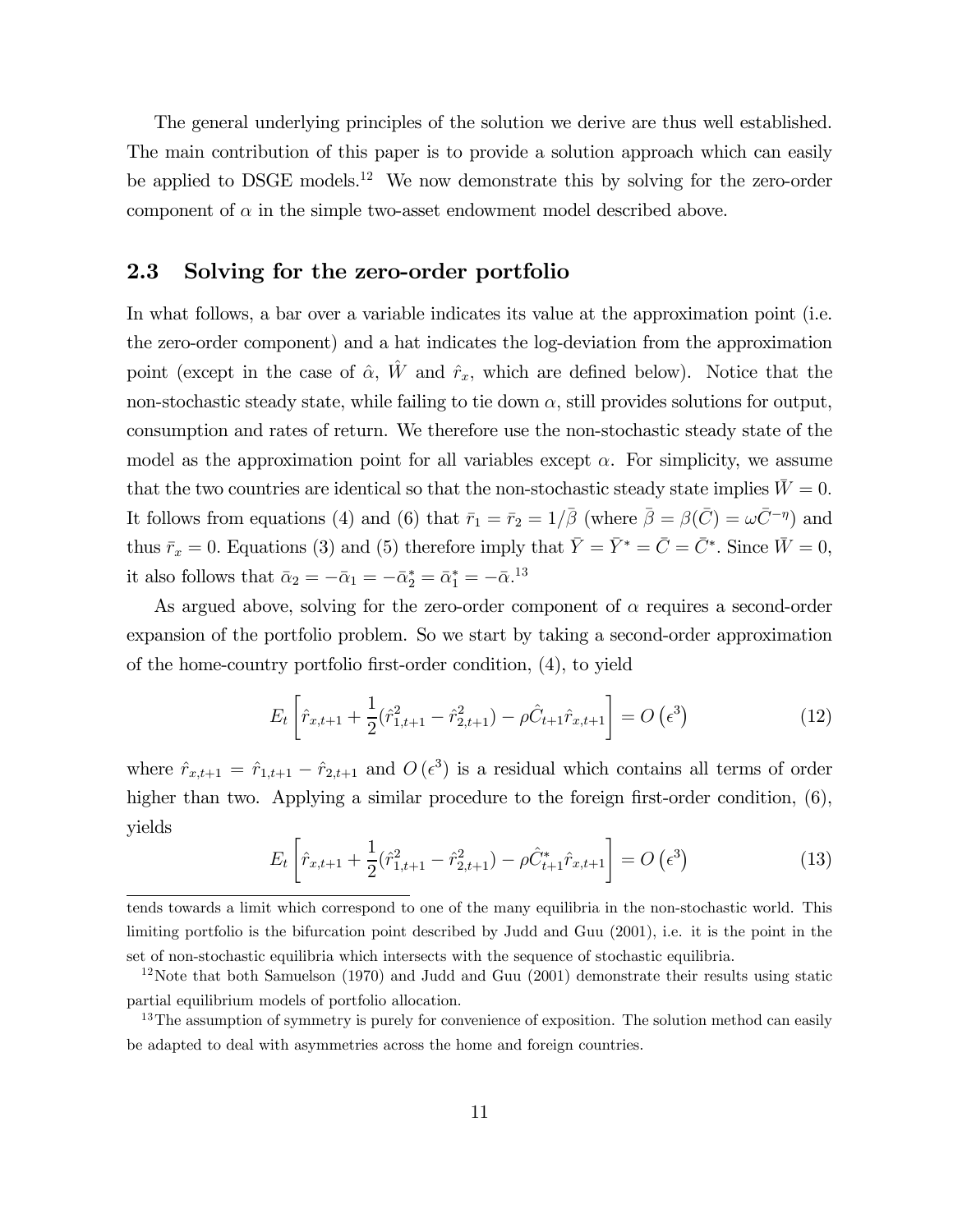The general underlying principles of the solution we derive are thus well established. The main contribution of this paper is to provide a solution approach which can easily be applied to DSGE models.[12] We now demonstrate this by solving for the zero-order component of $\alpha$ in the simple two-asset endowment model described above.

## 2.3 Solving for the zero-order portfolio

In what follows, a bar over a variable indicates its value at the approximation point (i.e. the zero-order component) and a hat indicates the log-deviation from the approximation point (except in the case of $\hat{\alpha}$, $\hat{W}$ and $\hat{r}_x$, which are defined below). Notice that the non-stochastic steady state, while failing to tie down $\alpha$, still provides solutions for output, consumption and rates of return. We therefore use the non-stochastic steady state of the model as the approximation point for all variables except $\alpha$. For simplicity, we assume that the two countries are identical so that the non-stochastic steady state implies $\bar{W} = 0$. It follows from equations (4) and (6) that $\bar{r}_1 = \bar{r}_2 = 1/\bar{\beta}$ (where $\bar{\beta} = \beta(\bar{C}) = \omega \bar{C}^{-\eta}$) and thus $\bar{r}_x = 0$. Equations (3) and (5) therefore imply that $\bar{Y} = \bar{Y}^* = \bar{C} = \bar{C}^*$. Since $\bar{W} = 0$, it also follows that $\bar{\alpha}_2 = -\bar{\alpha}_1 = -\bar{\alpha}_2^* = \bar{\alpha}_1^* = -\bar{\alpha}$.[13]

As argued above, solving for the zero-order component of $\alpha$ requires a second-order expansion of the portfolio problem. So we start by taking a second-order approximation of the home-country portfolio first-order condition, (4), to yield

$$E_t \left[ \hat{r}_{x,t+1} + \frac{1}{2}(\hat{r}_{1,t+1}^2 - \hat{r}_{2,t+1}^2) - \rho \hat{C}_{t+1} \hat{r}_{x,t+1} \right] = O\left(\epsilon^3\right) \tag{12}$$

where $\hat{r}_{x,t+1} = \hat{r}_{1,t+1} - \hat{r}_{2,t+1}$ and $O\left(\epsilon^3\right)$ is a residual which contains all terms of order higher than two. Applying a similar procedure to the foreign first-order condition, (6), yields

$$E_t \left[ \hat{r}_{x,t+1} + \frac{1}{2}(\hat{r}_{1,t+1}^2 - \hat{r}_{2,t+1}^2) - \rho \hat{C}^*_{t+1} \hat{r}_{x,t+1} \right] = O\left(\epsilon^3\right) \tag{13}$$

---

tends towards a limit which correspond to one of the many equilibria in the non-stochastic world. This limiting portfolio is the bifurcation point described by Judd and Guu (2001), i.e. it is the point in the set of non-stochastic equilibria which intersects with the sequence of stochastic equilibria.

[12] Note that both Samuelson (1970) and Judd and Guu (2001) demonstrate their results using static partial equilibrium models of portfolio allocation.

[13] The assumption of symmetry is purely for convenience of exposition. The solution method can easily be adapted to deal with asymmetries across the home and foreign countries.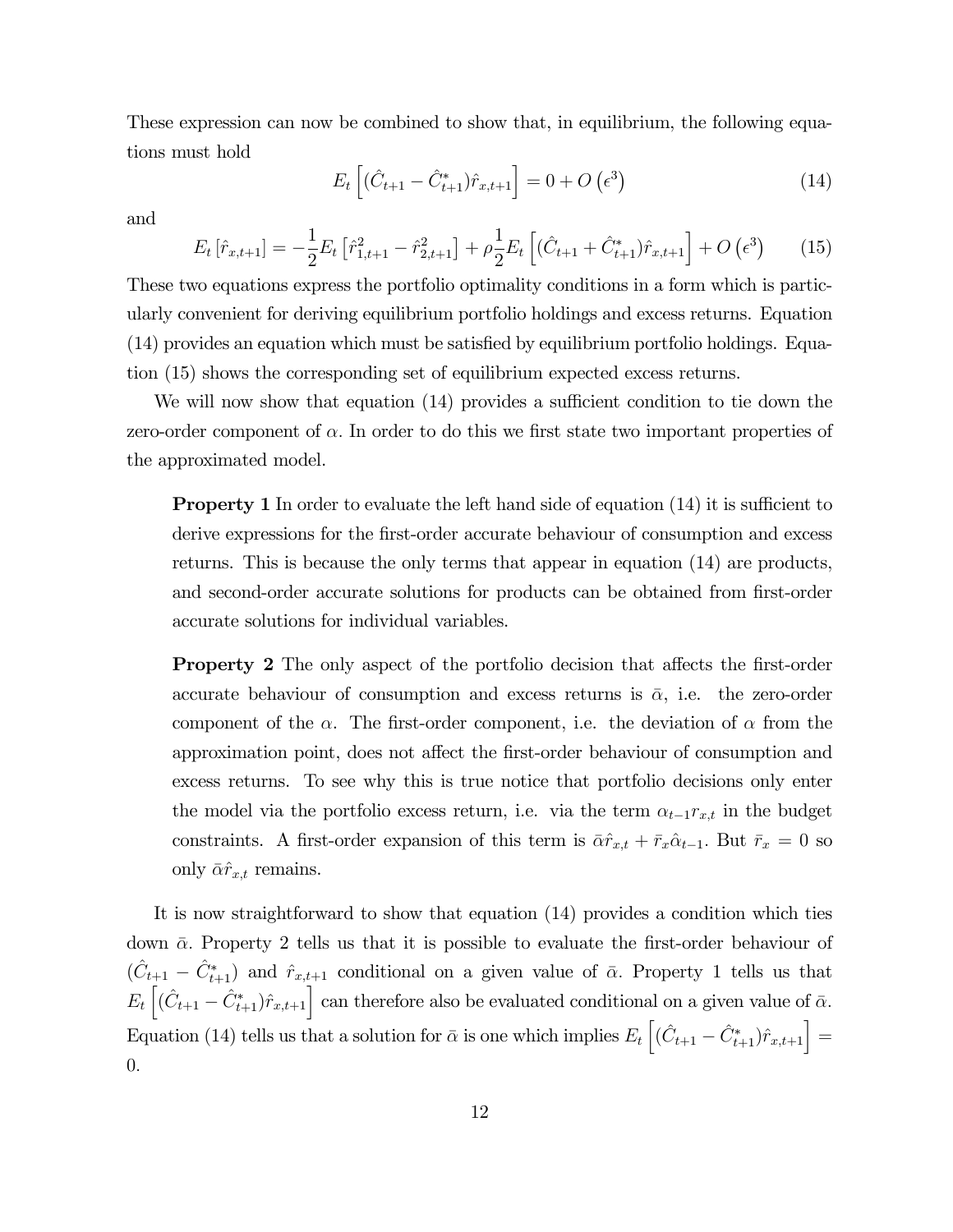These expression can now be combined to show that, in equilibrium, the following equations must hold

$$E_t\left[(\hat{C}_{t+1} - \hat{C}^*_{t+1})\hat{r}_{x,t+1}\right] = 0 + O\left(\epsilon^3\right) \tag{14}$$

and

$$E_t\left[\hat{r}_{x,t+1}\right] = -\frac{1}{2}E_t\left[\hat{r}^2_{1,t+1} - \hat{r}^2_{2,t+1}\right] + \rho\frac{1}{2}E_t\left[(\hat{C}_{t+1} + \hat{C}^*_{t+1})\hat{r}_{x,t+1}\right] + O\left(\epsilon^3\right) \tag{15}$$

These two equations express the portfolio optimality conditions in a form which is particularly convenient for deriving equilibrium portfolio holdings and excess returns. Equation (14) provides an equation which must be satisfied by equilibrium portfolio holdings. Equation (15) shows the corresponding set of equilibrium expected excess returns.

We will now show that equation (14) provides a sufficient condition to tie down the zero-order component of $\alpha$. In order to do this we first state two important properties of the approximated model.

> **Property 1** In order to evaluate the left hand side of equation (14) it is sufficient to derive expressions for the first-order accurate behaviour of consumption and excess returns. This is because the only terms that appear in equation (14) are products, and second-order accurate solutions for products can be obtained from first-order accurate solutions for individual variables.

> **Property 2** The only aspect of the portfolio decision that affects the first-order accurate behaviour of consumption and excess returns is $\bar{\alpha}$, i.e. the zero-order component of the $\alpha$. The first-order component, i.e. the deviation of $\alpha$ from the approximation point, does not affect the first-order behaviour of consumption and excess returns. To see why this is true notice that portfolio decisions only enter the model via the portfolio excess return, i.e. via the term $\alpha_{t-1}r_{x,t}$ in the budget constraints. A first-order expansion of this term is $\bar{\alpha}\hat{r}_{x,t} + \bar{r}_x\hat{\alpha}_{t-1}$. But $\bar{r}_x = 0$ so only $\bar{\alpha}\hat{r}_{x,t}$ remains.

It is now straightforward to show that equation (14) provides a condition which ties down $\bar{\alpha}$. Property 2 tells us that it is possible to evaluate the first-order behaviour of $(\hat{C}_{t+1} - \hat{C}^*_{t+1})$ and $\hat{r}_{x,t+1}$ conditional on a given value of $\bar{\alpha}$. Property 1 tells us that $E_t\left[(\hat{C}_{t+1} - \hat{C}^*_{t+1})\hat{r}_{x,t+1}\right]$ can therefore also be evaluated conditional on a given value of $\bar{\alpha}$. Equation (14) tells us that a solution for $\bar{\alpha}$ is one which implies $E_t\left[(\hat{C}_{t+1} - \hat{C}^*_{t+1})\hat{r}_{x,t+1}\right] = 0$.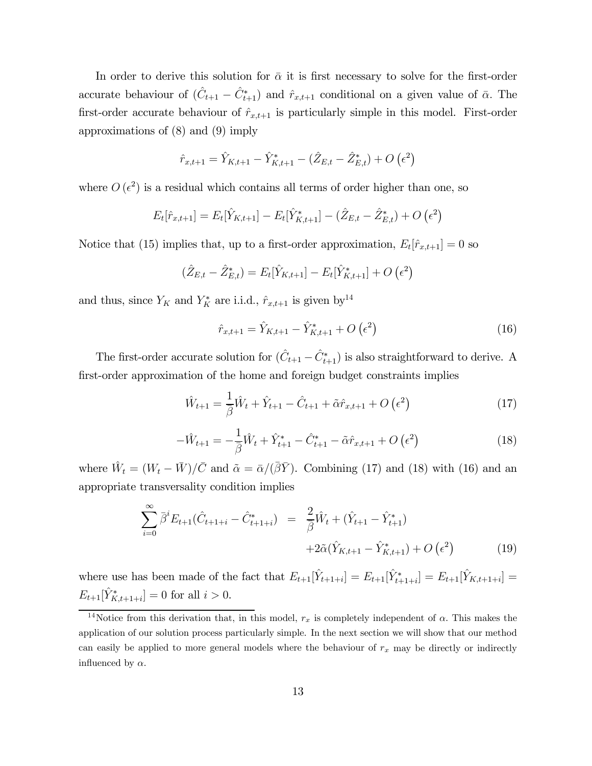In order to derive this solution for $\bar{\alpha}$ it is first necessary to solve for the first-order accurate behaviour of $(\hat{C}_{t+1} - \hat{C}^*_{t+1})$ and $\hat{r}_{x,t+1}$ conditional on a given value of $\bar{\alpha}$. The first-order accurate behaviour of $\hat{r}_{x,t+1}$ is particularly simple in this model. First-order approximations of (8) and (9) imply

$$\hat{r}_{x,t+1} = \hat{Y}_{K,t+1} - \hat{Y}^*_{K,t+1} - (\hat{Z}_{E,t} - \hat{Z}^*_{E,t}) + O\left(\epsilon^2\right)$$

where $O\left(\epsilon^2\right)$ is a residual which contains all terms of order higher than one, so

$$E_t[\hat{r}_{x,t+1}] = E_t[\hat{Y}_{K,t+1}] - E_t[\hat{Y}^*_{K,t+1}] - (\hat{Z}_{E,t} - \hat{Z}^*_{E,t}) + O\left(\epsilon^2\right)$$

Notice that (15) implies that, up to a first-order approximation, $E_t[\hat{r}_{x,t+1}] = 0$ so

$$(\hat{Z}_{E,t} - \hat{Z}^*_{E,t}) = E_t[\hat{Y}_{K,t+1}] - E_t[\hat{Y}^*_{K,t+1}] + O\left(\epsilon^2\right)$$

and thus, since $Y_K$ and $Y^*_K$ are i.i.d., $\hat{r}_{x,t+1}$ is given by[14]

$$\hat{r}_{x,t+1} = \hat{Y}_{K,t+1} - \hat{Y}^*_{K,t+1} + O\left(\epsilon^2\right) \tag{16}$$

The first-order accurate solution for $(\hat{C}_{t+1} - \hat{C}^*_{t+1})$ is also straightforward to derive. A first-order approximation of the home and foreign budget constraints implies

$$\hat{W}_{t+1} = \frac{1}{\bar{\beta}}\hat{W}_t + \hat{Y}_{t+1} - \hat{C}_{t+1} + \tilde{\alpha}\hat{r}_{x,t+1} + O\left(\epsilon^2\right) \tag{17}$$

$$-\hat{W}_{t+1} = -\frac{1}{\bar{\beta}}\hat{W}_t + \hat{Y}^*_{t+1} - \hat{C}^*_{t+1} - \tilde{\alpha}\hat{r}_{x,t+1} + O\left(\epsilon^2\right) \tag{18}$$

where $\hat{W}_t = (W_t - \bar{W})/\bar{C}$ and $\tilde{\alpha} = \bar{\alpha}/(\bar{\beta}\bar{Y})$. Combining (17) and (18) with (16) and an appropriate transversality condition implies

$$\begin{aligned}\sum_{i=0}^{\infty}\bar{\beta}^i E_{t+1}(\hat{C}_{t+1+i} - \hat{C}^*_{t+1+i}) &= \frac{2}{\bar{\beta}}\hat{W}_t + (\hat{Y}_{t+1} - \hat{Y}^*_{t+1}) \\ &\quad + 2\tilde{\alpha}(\hat{Y}_{K,t+1} - \hat{Y}^*_{K,t+1}) + O\left(\epsilon^2\right)\end{aligned} \tag{19}$$

where use has been made of the fact that $E_{t+1}[\hat{Y}_{t+1+i}] = E_{t+1}[\hat{Y}^*_{t+1+i}] = E_{t+1}[\hat{Y}_{K,t+1+i}] = E_{t+1}[\hat{Y}^*_{K,t+1+i}] = 0$ for all $i > 0$.

[14]Notice from this derivation that, in this model, $r_x$ is completely independent of $\alpha$. This makes the application of our solution process particularly simple. In the next section we will show that our method can easily be applied to more general models where the behaviour of $r_x$ may be directly or indirectly influenced by $\alpha$.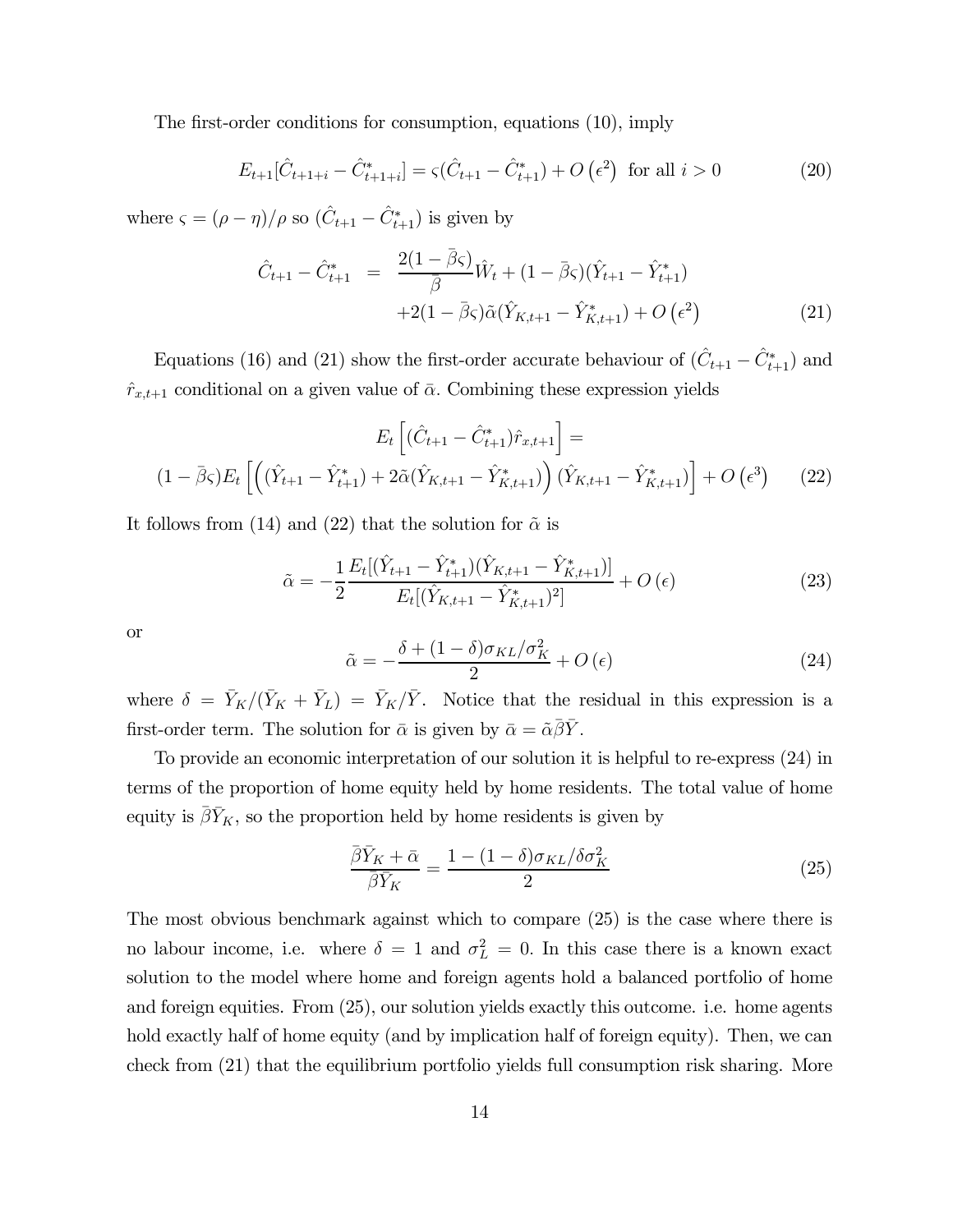The first-order conditions for consumption, equations (10), imply

$$E_{t+1}[\hat{C}_{t+1+i} - \hat{C}^*_{t+1+i}] = \varsigma(\hat{C}_{t+1} - \hat{C}^*_{t+1}) + O\left(\epsilon^2\right) \text{ for all } i > 0 \tag{20}$$

where $\varsigma = (\rho - \eta)/\rho$ so $(\hat{C}_{t+1} - \hat{C}^*_{t+1})$ is given by

$$\begin{aligned} \hat{C}_{t+1} - \hat{C}^*_{t+1} &= \frac{2(1-\bar{\beta}\varsigma)}{\bar{\beta}}\hat{W}_t + (1-\bar{\beta}\varsigma)(\hat{Y}_{t+1} - \hat{Y}^*_{t+1}) \\ &\quad + 2(1-\bar{\beta}\varsigma)\tilde{\alpha}(\hat{Y}_{K,t+1} - \hat{Y}^*_{K,t+1}) + O\left(\epsilon^2\right) \end{aligned} \tag{21}$$

Equations (16) and (21) show the first-order accurate behaviour of $(\hat{C}_{t+1} - \hat{C}^*_{t+1})$ and $\hat{r}_{x,t+1}$ conditional on a given value of $\bar{\alpha}$. Combining these expression yields

$$\begin{gathered} E_t\left[(\hat{C}_{t+1} - \hat{C}^*_{t+1})\hat{r}_{x,t+1}\right] = \\ (1-\bar{\beta}\varsigma)E_t\left[\left((\hat{Y}_{t+1} - \hat{Y}^*_{t+1}) + 2\tilde{\alpha}(\hat{Y}_{K,t+1} - \hat{Y}^*_{K,t+1})\right)(\hat{Y}_{K,t+1} - \hat{Y}^*_{K,t+1})\right] + O\left(\epsilon^3\right) \end{gathered} \tag{22}$$

It follows from (14) and (22) that the solution for $\tilde{\alpha}$ is

$$\tilde{\alpha} = -\frac{1}{2}\frac{E_t[(\hat{Y}_{t+1} - \hat{Y}^*_{t+1})(\hat{Y}_{K,t+1} - \hat{Y}^*_{K,t+1})]}{E_t[(\hat{Y}_{K,t+1} - \hat{Y}^*_{K,t+1})^2]} + O\left(\epsilon\right) \tag{23}$$

or

$$\tilde{\alpha} = -\frac{\delta + (1-\delta)\sigma_{KL}/\sigma_K^2}{2} + O\left(\epsilon\right) \tag{24}$$

where $\delta = \bar{Y}_K/(\bar{Y}_K + \bar{Y}_L) = \bar{Y}_K/\bar{Y}$. Notice that the residual in this expression is a first-order term. The solution for $\bar{\alpha}$ is given by $\bar{\alpha} = \tilde{\alpha}\bar{\beta}\bar{Y}$.

To provide an economic interpretation of our solution it is helpful to re-express (24) in terms of the proportion of home equity held by home residents. The total value of home equity is $\bar{\beta}\bar{Y}_K$, so the proportion held by home residents is given by

$$\frac{\bar{\beta}\bar{Y}_K + \bar{\alpha}}{\bar{\beta}\bar{Y}_K} = \frac{1 - (1-\delta)\sigma_{KL}/\delta\sigma_K^2}{2} \tag{25}$$

The most obvious benchmark against which to compare (25) is the case where there is no labour income, i.e. where $\delta = 1$ and $\sigma_L^2 = 0$. In this case there is a known exact solution to the model where home and foreign agents hold a balanced portfolio of home and foreign equities. From (25), our solution yields exactly this outcome. i.e. home agents hold exactly half of home equity (and by implication half of foreign equity). Then, we can check from (21) that the equilibrium portfolio yields full consumption risk sharing. More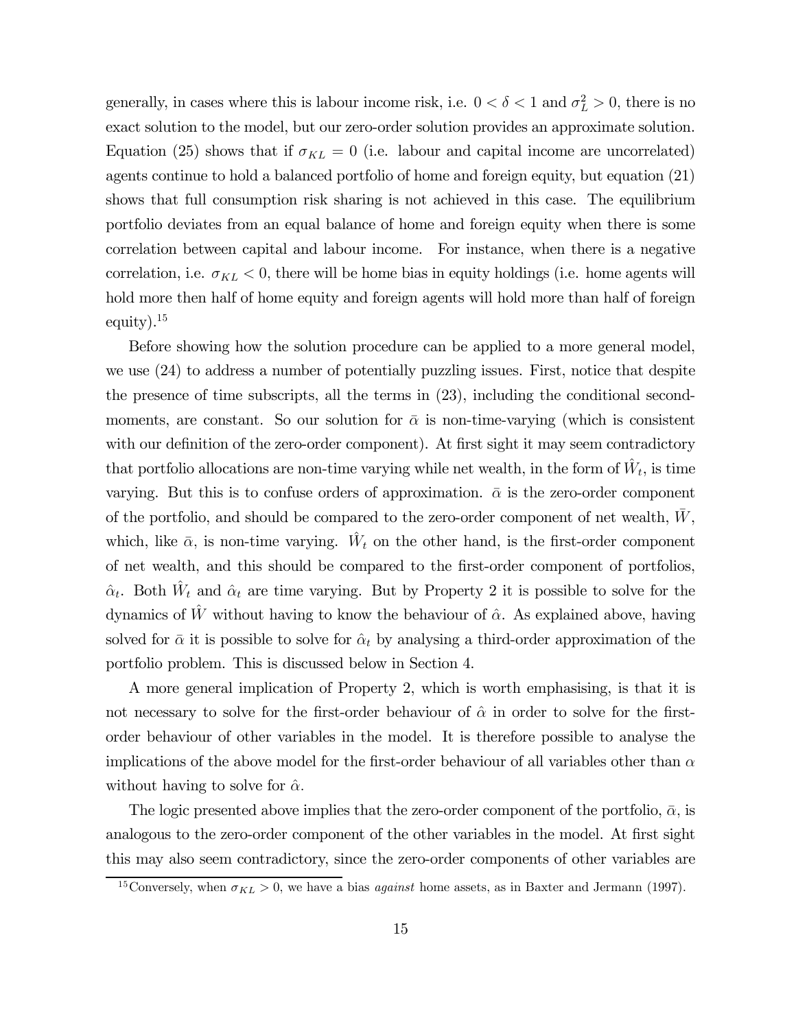generally, in cases where this is labour income risk, i.e. $0 < \delta < 1$ and $\sigma_L^2 > 0$, there is no exact solution to the model, but our zero-order solution provides an approximate solution. Equation (25) shows that if $\sigma_{KL} = 0$ (i.e. labour and capital income are uncorrelated) agents continue to hold a balanced portfolio of home and foreign equity, but equation (21) shows that full consumption risk sharing is not achieved in this case. The equilibrium portfolio deviates from an equal balance of home and foreign equity when there is some correlation between capital and labour income. For instance, when there is a negative correlation, i.e. $\sigma_{KL} < 0$, there will be home bias in equity holdings (i.e. home agents will hold more then half of home equity and foreign agents will hold more than half of foreign equity).[15]

Before showing how the solution procedure can be applied to a more general model, we use (24) to address a number of potentially puzzling issues. First, notice that despite the presence of time subscripts, all the terms in (23), including the conditional second-moments, are constant. So our solution for $\bar{\alpha}$ is non-time-varying (which is consistent with our definition of the zero-order component). At first sight it may seem contradictory that portfolio allocations are non-time varying while net wealth, in the form of $\hat{W}_t$, is time varying. But this is to confuse orders of approximation. $\bar{\alpha}$ is the zero-order component of the portfolio, and should be compared to the zero-order component of net wealth, $\bar{W}$, which, like $\bar{\alpha}$, is non-time varying. $\hat{W}_t$ on the other hand, is the first-order component of net wealth, and this should be compared to the first-order component of portfolios, $\hat{\alpha}_t$. Both $\hat{W}_t$ and $\hat{\alpha}_t$ are time varying. But by Property 2 it is possible to solve for the dynamics of $\hat{W}$ without having to know the behaviour of $\hat{\alpha}$. As explained above, having solved for $\bar{\alpha}$ it is possible to solve for $\hat{\alpha}_t$ by analysing a third-order approximation of the portfolio problem. This is discussed below in Section 4.

A more general implication of Property 2, which is worth emphasising, is that it is not necessary to solve for the first-order behaviour of $\hat{\alpha}$ in order to solve for the first-order behaviour of other variables in the model. It is therefore possible to analyse the implications of the above model for the first-order behaviour of all variables other than $\alpha$ without having to solve for $\hat{\alpha}$.

The logic presented above implies that the zero-order component of the portfolio, $\bar{\alpha}$, is analogous to the zero-order component of the other variables in the model. At first sight this may also seem contradictory, since the zero-order components of other variables are

[15] Conversely, when $\sigma_{KL} > 0$, we have a bias *against* home assets, as in Baxter and Jermann (1997).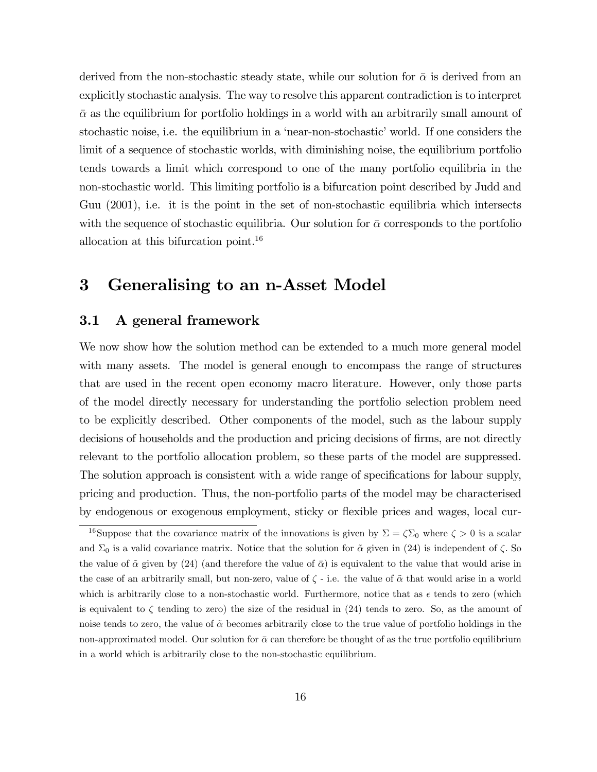derived from the non-stochastic steady state, while our solution for $\bar{\alpha}$ is derived from an explicitly stochastic analysis. The way to resolve this apparent contradiction is to interpret $\bar{\alpha}$ as the equilibrium for portfolio holdings in a world with an arbitrarily small amount of stochastic noise, i.e. the equilibrium in a 'near-non-stochastic' world. If one considers the limit of a sequence of stochastic worlds, with diminishing noise, the equilibrium portfolio tends towards a limit which correspond to one of the many portfolio equilibria in the non-stochastic world. This limiting portfolio is a bifurcation point described by Judd and Guu (2001), i.e. it is the point in the set of non-stochastic equilibria which intersects with the sequence of stochastic equilibria. Our solution for $\bar{\alpha}$ corresponds to the portfolio allocation at this bifurcation point.[16]

# 3 Generalising to an n-Asset Model

## 3.1 A general framework

We now show how the solution method can be extended to a much more general model with many assets. The model is general enough to encompass the range of structures that are used in the recent open economy macro literature. However, only those parts of the model directly necessary for understanding the portfolio selection problem need to be explicitly described. Other components of the model, such as the labour supply decisions of households and the production and pricing decisions of firms, are not directly relevant to the portfolio allocation problem, so these parts of the model are suppressed. The solution approach is consistent with a wide range of specifications for labour supply, pricing and production. Thus, the non-portfolio parts of the model may be characterised by endogenous or exogenous employment, sticky or flexible prices and wages, local cur-

[16] Suppose that the covariance matrix of the innovations is given by $\Sigma = \zeta\Sigma_0$ where $\zeta > 0$ is a scalar and $\Sigma_0$ is a valid covariance matrix. Notice that the solution for $\tilde{\alpha}$ given in (24) is independent of $\zeta$. So the value of $\tilde{\alpha}$ given by (24) (and therefore the value of $\bar{\alpha}$) is equivalent to the value that would arise in the case of an arbitrarily small, but non-zero, value of $\zeta$ - i.e. the value of $\tilde{\alpha}$ that would arise in a world which is arbitrarily close to a non-stochastic world. Furthermore, notice that as $\epsilon$ tends to zero (which is equivalent to $\zeta$ tending to zero) the size of the residual in (24) tends to zero. So, as the amount of noise tends to zero, the value of $\tilde{\alpha}$ becomes arbitrarily close to the true value of portfolio holdings in the non-approximated model. Our solution for $\bar{\alpha}$ can therefore be thought of as the true portfolio equilibrium in a world which is arbitrarily close to the non-stochastic equilibrium.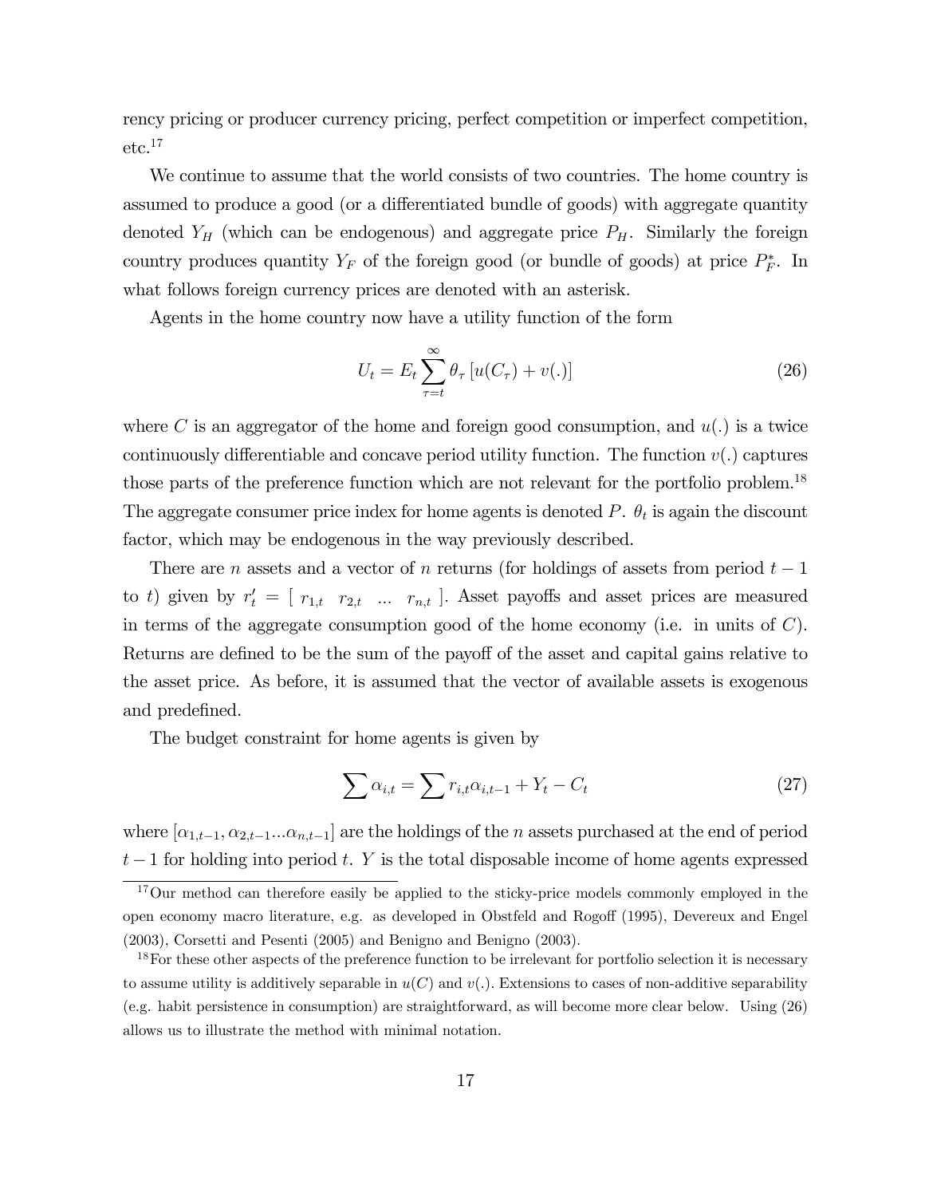rency pricing or producer currency pricing, perfect competition or imperfect competition, etc.[17]

We continue to assume that the world consists of two countries. The home country is assumed to produce a good (or a differentiated bundle of goods) with aggregate quantity denoted $Y_H$ (which can be endogenous) and aggregate price $P_H$. Similarly the foreign country produces quantity $Y_F$ of the foreign good (or bundle of goods) at price $P_F^*$. In what follows foreign currency prices are denoted with an asterisk.

Agents in the home country now have a utility function of the form

$$U_t = E_t \sum_{\tau=t}^{\infty} \theta_\tau \left[ u(C_\tau) + v(.) \right] \tag{26}$$

where $C$ is an aggregator of the home and foreign good consumption, and $u(.)$ is a twice continuously differentiable and concave period utility function. The function $v(.)$ captures those parts of the preference function which are not relevant for the portfolio problem.[18] The aggregate consumer price index for home agents is denoted $P$. $\theta_t$ is again the discount factor, which may be endogenous in the way previously described.

There are $n$ assets and a vector of $n$ returns (for holdings of assets from period $t-1$ to $t$) given by $r_t' = [\ r_{1,t} \quad r_{2,t} \quad ... \quad r_{n,t}\ ]$. Asset payoffs and asset prices are measured in terms of the aggregate consumption good of the home economy (i.e. in units of $C$). Returns are defined to be the sum of the payoff of the asset and capital gains relative to the asset price. As before, it is assumed that the vector of available assets is exogenous and predefined.

The budget constraint for home agents is given by

$$\sum \alpha_{i,t} = \sum r_{i,t} \alpha_{i,t-1} + Y_t - C_t \tag{27}$$

where $[\alpha_{1,t-1}, \alpha_{2,t-1} ... \alpha_{n,t-1}]$ are the holdings of the $n$ assets purchased at the end of period $t-1$ for holding into period $t$. $Y$ is the total disposable income of home agents expressed

[17] Our method can therefore easily be applied to the sticky-price models commonly employed in the open economy macro literature, e.g. as developed in Obstfeld and Rogoff (1995), Devereux and Engel (2003), Corsetti and Pesenti (2005) and Benigno and Benigno (2003).

[18] For these other aspects of the preference function to be irrelevant for portfolio selection it is necessary to assume utility is additively separable in $u(C)$ and $v(.)$. Extensions to cases of non-additive separability (e.g. habit persistence in consumption) are straightforward, as will become more clear below. Using (26) allows us to illustrate the method with minimal notation.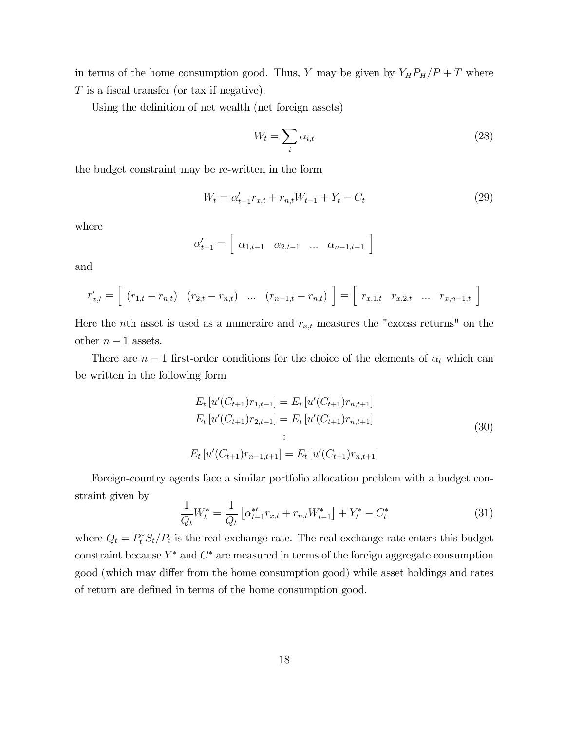in terms of the home consumption good. Thus, $Y$ may be given by $Y_H P_H/P + T$ where $T$ is a fiscal transfer (or tax if negative).

Using the definition of net wealth (net foreign assets)

$$W_t = \sum_i \alpha_{i,t} \tag{28}$$

the budget constraint may be re-written in the form

$$W_t = \alpha'_{t-1} r_{x,t} + r_{n,t} W_{t-1} + Y_t - C_t \tag{29}$$

where

$$\alpha'_{t-1} = \left[ \begin{array}{cccc} \alpha_{1,t-1} & \alpha_{2,t-1} & ... & \alpha_{n-1,t-1} \end{array} \right]$$

and

$$r'_{x,t} = \left[ \begin{array}{cccc} (r_{1,t} - r_{n,t}) & (r_{2,t} - r_{n,t}) & ... & (r_{n-1,t} - r_{n,t}) \end{array} \right] = \left[ \begin{array}{cccc} r_{x,1,t} & r_{x,2,t} & ... & r_{x,n-1,t} \end{array} \right]$$

Here the $n$th asset is used as a numeraire and $r_{x,t}$ measures the "excess returns" on the other $n-1$ assets.

There are $n-1$ first-order conditions for the choice of the elements of $\alpha_t$ which can be written in the following form

$$\begin{array}{c} E_t \left[ u'(C_{t+1}) r_{1,t+1} \right] = E_t \left[ u'(C_{t+1}) r_{n,t+1} \right] \\ E_t \left[ u'(C_{t+1}) r_{2,t+1} \right] = E_t \left[ u'(C_{t+1}) r_{n,t+1} \right] \\ : \\ E_t \left[ u'(C_{t+1}) r_{n-1,t+1} \right] = E_t \left[ u'(C_{t+1}) r_{n,t+1} \right] \end{array} \tag{30}$$

Foreign-country agents face a similar portfolio allocation problem with a budget constraint given by

$$\frac{1}{Q_t} W_t^* = \frac{1}{Q_t} \left[ \alpha^{*\prime}_{t-1} r_{x,t} + r_{n,t} W_{t-1}^* \right] + Y_t^* - C_t^* \tag{31}$$

where $Q_t = P_t^* S_t / P_t$ is the real exchange rate. The real exchange rate enters this budget constraint because $Y^*$ and $C^*$ are measured in terms of the foreign aggregate consumption good (which may differ from the home consumption good) while asset holdings and rates of return are defined in terms of the home consumption good.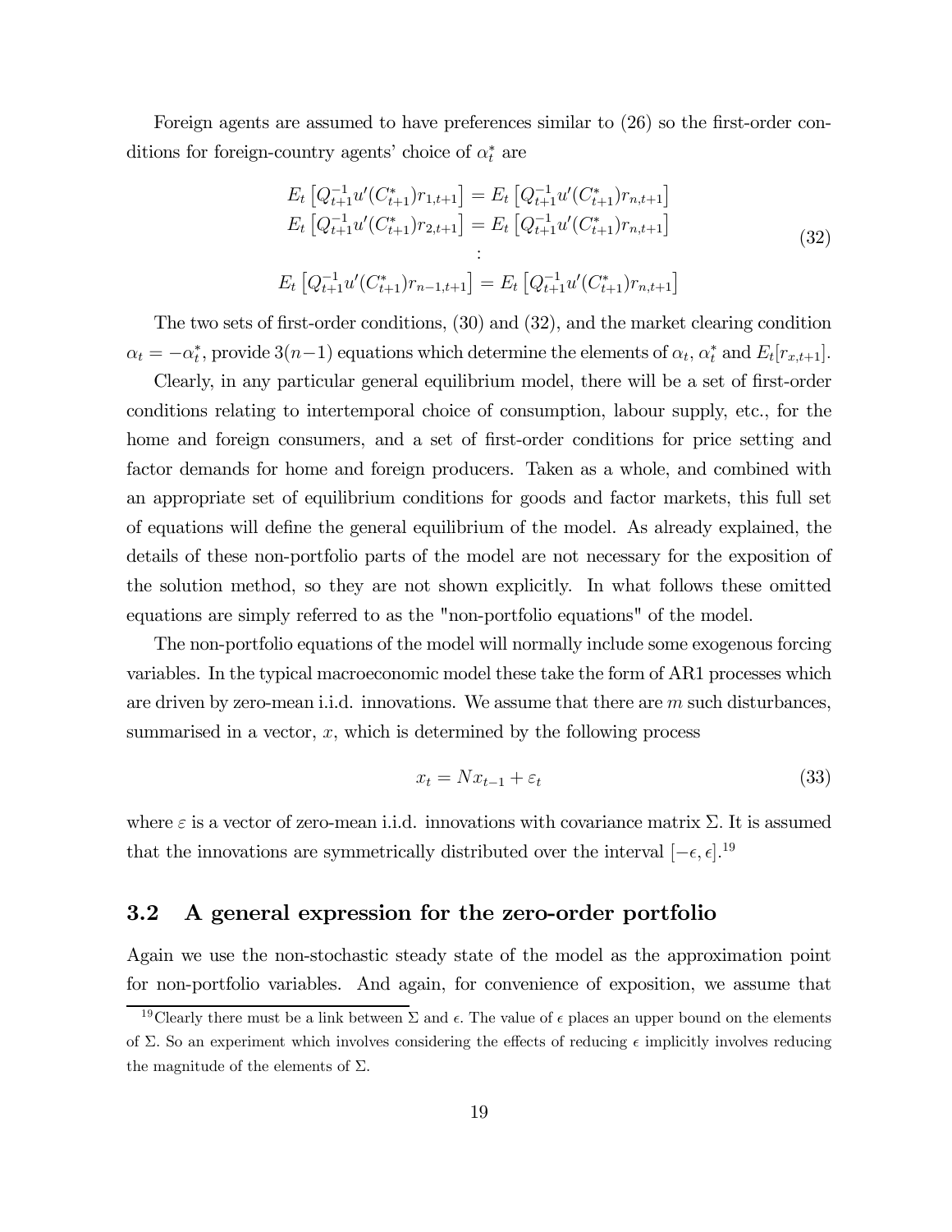Foreign agents are assumed to have preferences similar to (26) so the first-order conditions for foreign-country agents' choice of $\alpha_t^*$ are

$$
\begin{aligned}
E_t\left[Q_{t+1}^{-1}u'(C_{t+1}^*)r_{1,t+1}\right] &= E_t\left[Q_{t+1}^{-1}u'(C_{t+1}^*)r_{n,t+1}\right] \\
E_t\left[Q_{t+1}^{-1}u'(C_{t+1}^*)r_{2,t+1}\right] &= E_t\left[Q_{t+1}^{-1}u'(C_{t+1}^*)r_{n,t+1}\right] \\
&\vdots \\
E_t\left[Q_{t+1}^{-1}u'(C_{t+1}^*)r_{n-1,t+1}\right] &= E_t\left[Q_{t+1}^{-1}u'(C_{t+1}^*)r_{n,t+1}\right]
\end{aligned}
\tag{32}
$$

The two sets of first-order conditions, (30) and (32), and the market clearing condition $\alpha_t = -\alpha_t^*$, provide $3(n-1)$ equations which determine the elements of $\alpha_t$, $\alpha_t^*$ and $E_t[r_{x,t+1}]$.

Clearly, in any particular general equilibrium model, there will be a set of first-order conditions relating to intertemporal choice of consumption, labour supply, etc., for the home and foreign consumers, and a set of first-order conditions for price setting and factor demands for home and foreign producers. Taken as a whole, and combined with an appropriate set of equilibrium conditions for goods and factor markets, this full set of equations will define the general equilibrium of the model. As already explained, the details of these non-portfolio parts of the model are not necessary for the exposition of the solution method, so they are not shown explicitly. In what follows these omitted equations are simply referred to as the "non-portfolio equations" of the model.

The non-portfolio equations of the model will normally include some exogenous forcing variables. In the typical macroeconomic model these take the form of AR1 processes which are driven by zero-mean i.i.d. innovations. We assume that there are $m$ such disturbances, summarised in a vector, $x$, which is determined by the following process

$$
x_t = Nx_{t-1} + \varepsilon_t \tag{33}
$$

where $\varepsilon$ is a vector of zero-mean i.i.d. innovations with covariance matrix $\Sigma$. It is assumed that the innovations are symmetrically distributed over the interval $[-\epsilon, \epsilon]$.[19]

## 3.2 A general expression for the zero-order portfolio

Again we use the non-stochastic steady state of the model as the approximation point for non-portfolio variables. And again, for convenience of exposition, we assume that

[19] Clearly there must be a link between $\Sigma$ and $\epsilon$. The value of $\epsilon$ places an upper bound on the elements of $\Sigma$. So an experiment which involves considering the effects of reducing $\epsilon$ implicitly involves reducing the magnitude of the elements of $\Sigma$.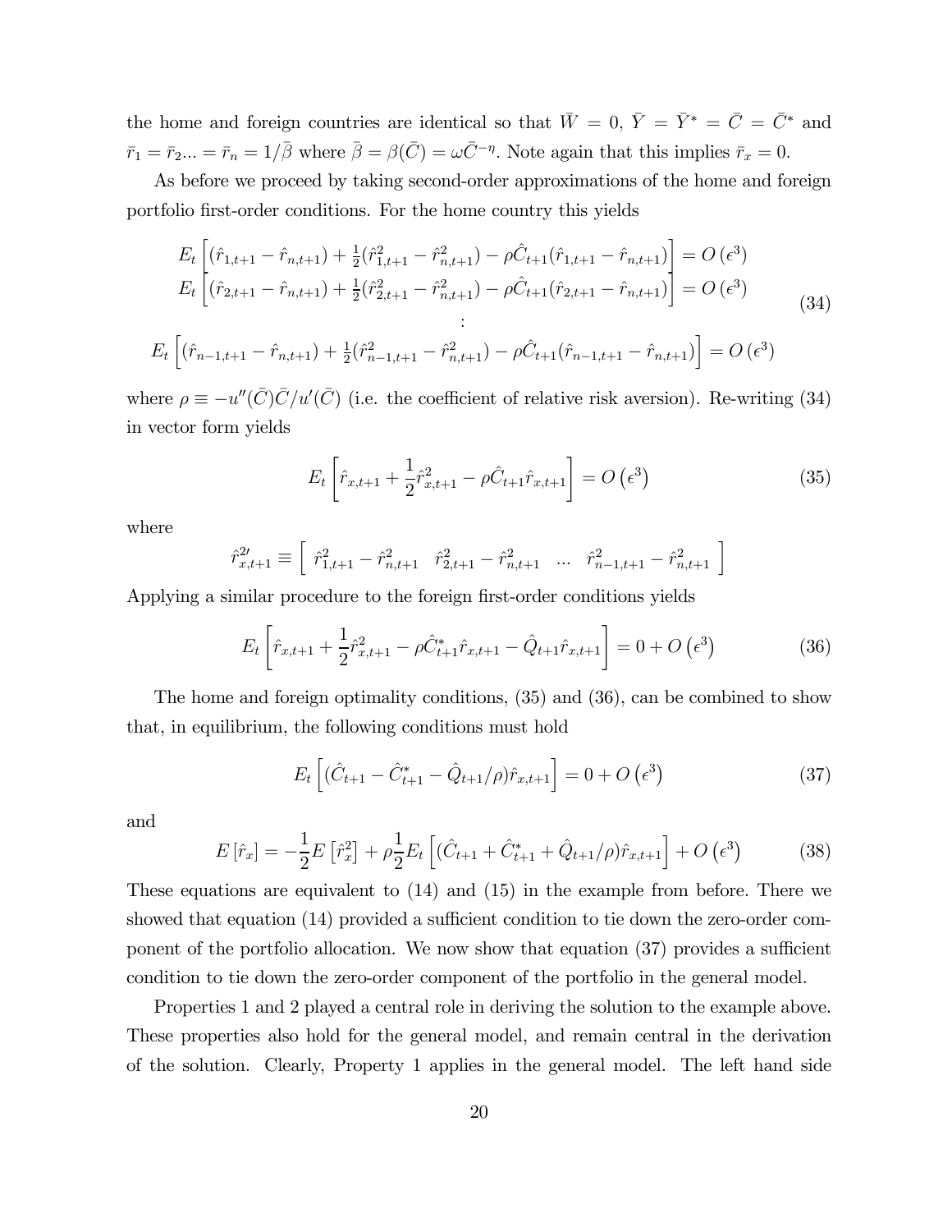the home and foreign countries are identical so that $\bar{W} = 0$, $\bar{Y} = \bar{Y}^* = \bar{C} = \bar{C}^*$ and $\bar{r}_1 = \bar{r}_2 ... = \bar{r}_n = 1/\bar{\beta}$ where $\bar{\beta} = \beta(\bar{C}) = \omega \bar{C}^{-\eta}$. Note again that this implies $\bar{r}_x = 0$.

As before we proceed by taking second-order approximations of the home and foreign portfolio first-order conditions. For the home country this yields

$$
\begin{array}{c}
E_t \left[ (\hat{r}_{1,t+1} - \hat{r}_{n,t+1}) + \frac{1}{2}(\hat{r}^2_{1,t+1} - \hat{r}^2_{n,t+1}) - \rho \hat{C}_{t+1}(\hat{r}_{1,t+1} - \hat{r}_{n,t+1}) \right] = O(\epsilon^3) \\
E_t \left[ (\hat{r}_{2,t+1} - \hat{r}_{n,t+1}) + \frac{1}{2}(\hat{r}^2_{2,t+1} - \hat{r}^2_{n,t+1}) - \rho \hat{C}_{t+1}(\hat{r}_{2,t+1} - \hat{r}_{n,t+1}) \right] = O(\epsilon^3) \\
\vdots \\
E_t \left[ (\hat{r}_{n-1,t+1} - \hat{r}_{n,t+1}) + \frac{1}{2}(\hat{r}^2_{n-1,t+1} - \hat{r}^2_{n,t+1}) - \rho \hat{C}_{t+1}(\hat{r}_{n-1,t+1} - \hat{r}_{n,t+1}) \right] = O(\epsilon^3)
\end{array}
\tag{34}
$$

where $\rho \equiv -u''(\bar{C})\bar{C}/u'(\bar{C})$ (i.e. the coefficient of relative risk aversion). Re-writing (34) in vector form yields

$$
E_t \left[ \hat{r}_{x,t+1} + \frac{1}{2}\hat{r}^2_{x,t+1} - \rho \hat{C}_{t+1}\hat{r}_{x,t+1} \right] = O\left(\epsilon^3\right) \tag{35}
$$

where

$$
\hat{r}^{2\prime}_{x,t+1} \equiv \left[ \begin{array}{cccc} \hat{r}^2_{1,t+1} - \hat{r}^2_{n,t+1} & \hat{r}^2_{2,t+1} - \hat{r}^2_{n,t+1} & ... & \hat{r}^2_{n-1,t+1} - \hat{r}^2_{n,t+1} \end{array} \right]
$$

Applying a similar procedure to the foreign first-order conditions yields

$$
E_t \left[ \hat{r}_{x,t+1} + \frac{1}{2}\hat{r}^2_{x,t+1} - \rho \hat{C}^*_{t+1}\hat{r}_{x,t+1} - \hat{Q}_{t+1}\hat{r}_{x,t+1} \right] = 0 + O\left(\epsilon^3\right) \tag{36}
$$

The home and foreign optimality conditions, (35) and (36), can be combined to show that, in equilibrium, the following conditions must hold

$$
E_t \left[ (\hat{C}_{t+1} - \hat{C}^*_{t+1} - \hat{Q}_{t+1}/\rho)\hat{r}_{x,t+1} \right] = 0 + O\left(\epsilon^3\right) \tag{37}
$$

and

$$
E\left[\hat{r}_x\right] = -\frac{1}{2}E\left[\hat{r}^2_x\right] + \rho\frac{1}{2}E_t\left[(\hat{C}_{t+1} + \hat{C}^*_{t+1} + \hat{Q}_{t+1}/\rho)\hat{r}_{x,t+1}\right] + O\left(\epsilon^3\right) \tag{38}
$$

These equations are equivalent to (14) and (15) in the example from before. There we showed that equation (14) provided a sufficient condition to tie down the zero-order component of the portfolio allocation. We now show that equation (37) provides a sufficient condition to tie down the zero-order component of the portfolio in the general model.

Properties 1 and 2 played a central role in deriving the solution to the example above. These properties also hold for the general model, and remain central in the derivation of the solution. Clearly, Property 1 applies in the general model. The left hand side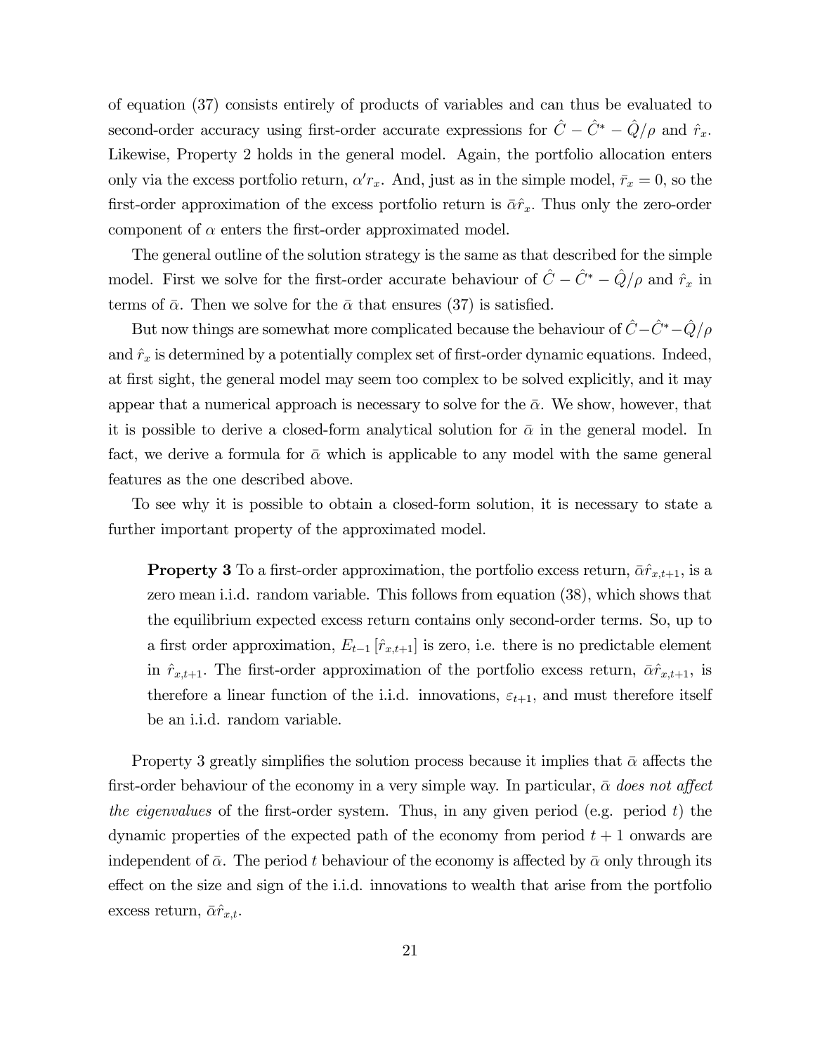of equation (37) consists entirely of products of variables and can thus be evaluated to second-order accuracy using first-order accurate expressions for $\hat{C} - \hat{C}^{*} - \hat{Q}/\rho$ and $\hat{r}_x$. Likewise, Property 2 holds in the general model. Again, the portfolio allocation enters only via the excess portfolio return, $\alpha' r_x$. And, just as in the simple model, $\bar{r}_x = 0$, so the first-order approximation of the excess portfolio return is $\bar{\alpha}\hat{r}_x$. Thus only the zero-order component of $\alpha$ enters the first-order approximated model.

The general outline of the solution strategy is the same as that described for the simple model. First we solve for the first-order accurate behaviour of $\hat{C} - \hat{C}^{*} - \hat{Q}/\rho$ and $\hat{r}_x$ in terms of $\bar{\alpha}$. Then we solve for the $\bar{\alpha}$ that ensures (37) is satisfied.

But now things are somewhat more complicated because the behaviour of $\hat{C} - \hat{C}^{*} - \hat{Q}/\rho$ and $\hat{r}_x$ is determined by a potentially complex set of first-order dynamic equations. Indeed, at first sight, the general model may seem too complex to be solved explicitly, and it may appear that a numerical approach is necessary to solve for the $\bar{\alpha}$. We show, however, that it is possible to derive a closed-form analytical solution for $\bar{\alpha}$ in the general model. In fact, we derive a formula for $\bar{\alpha}$ which is applicable to any model with the same general features as the one described above.

To see why it is possible to obtain a closed-form solution, it is necessary to state a further important property of the approximated model.

> **Property 3** To a first-order approximation, the portfolio excess return, $\bar{\alpha}\hat{r}_{x,t+1}$, is a zero mean i.i.d. random variable. This follows from equation (38), which shows that the equilibrium expected excess return contains only second-order terms. So, up to a first order approximation, $E_{t-1}[\hat{r}_{x,t+1}]$ is zero, i.e. there is no predictable element in $\hat{r}_{x,t+1}$. The first-order approximation of the portfolio excess return, $\bar{\alpha}\hat{r}_{x,t+1}$, is therefore a linear function of the i.i.d. innovations, $\varepsilon_{t+1}$, and must therefore itself be an i.i.d. random variable.

Property 3 greatly simplifies the solution process because it implies that $\bar{\alpha}$ affects the first-order behaviour of the economy in a very simple way. In particular, $\bar{\alpha}$ *does not affect the eigenvalues* of the first-order system. Thus, in any given period (e.g. period $t$) the dynamic properties of the expected path of the economy from period $t+1$ onwards are independent of $\bar{\alpha}$. The period $t$ behaviour of the economy is affected by $\bar{\alpha}$ only through its effect on the size and sign of the i.i.d. innovations to wealth that arise from the portfolio excess return, $\bar{\alpha}\hat{r}_{x,t}$.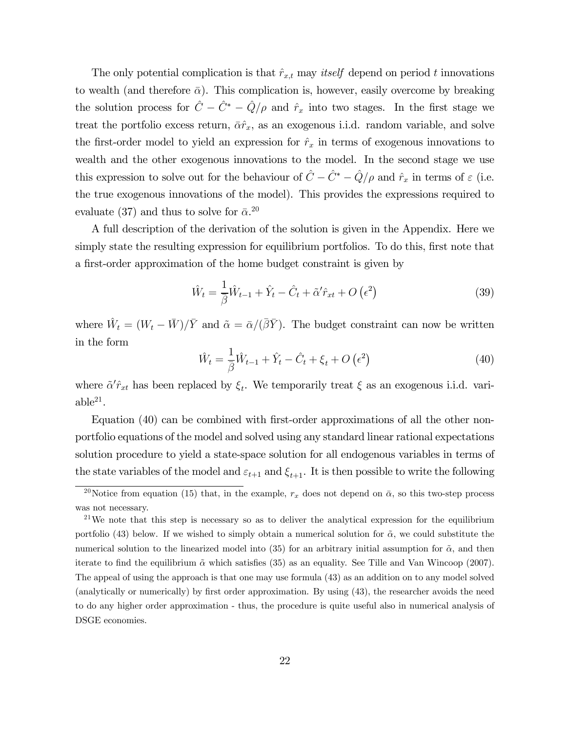The only potential complication is that $\hat{r}_{x,t}$ may *itself* depend on period $t$ innovations to wealth (and therefore $\bar{\alpha}$). This complication is, however, easily overcome by breaking the solution process for $\hat{C} - \hat{C}^* - \hat{Q}/\rho$ and $\hat{r}_x$ into two stages. In the first stage we treat the portfolio excess return, $\bar{\alpha}\hat{r}_x$, as an exogenous i.i.d. random variable, and solve the first-order model to yield an expression for $\hat{r}_x$ in terms of exogenous innovations to wealth and the other exogenous innovations to the model. In the second stage we use this expression to solve out for the behaviour of $\hat{C} - \hat{C}^* - \hat{Q}/\rho$ and $\hat{r}_x$ in terms of $\varepsilon$ (i.e. the true exogenous innovations of the model). This provides the expressions required to evaluate (37) and thus to solve for $\bar{\alpha}$.[20]

A full description of the derivation of the solution is given in the Appendix. Here we simply state the resulting expression for equilibrium portfolios. To do this, first note that a first-order approximation of the home budget constraint is given by

$$\hat{W}_t = \frac{1}{\beta}\hat{W}_{t-1} + \hat{Y}_t - \hat{C}_t + \tilde{\alpha}'\hat{r}_{xt} + O\left(\epsilon^2\right) \tag{39}$$

where $\hat{W}_t = (W_t - \bar{W})/\bar{Y}$ and $\tilde{\alpha} = \bar{\alpha}/(\bar{\beta}\bar{Y})$. The budget constraint can now be written in the form

$$\hat{W}_t = \frac{1}{\beta}\hat{W}_{t-1} + \hat{Y}_t - \hat{C}_t + \xi_t + O\left(\epsilon^2\right) \tag{40}$$

where $\tilde{\alpha}'\hat{r}_{xt}$ has been replaced by $\xi_t$. We temporarily treat $\xi$ as an exogenous i.i.d. variable[21].

Equation (40) can be combined with first-order approximations of all the other non-portfolio equations of the model and solved using any standard linear rational expectations solution procedure to yield a state-space solution for all endogenous variables in terms of the state variables of the model and $\varepsilon_{t+1}$ and $\xi_{t+1}$. It is then possible to write the following

---

[20] Notice from equation (15) that, in the example, $r_x$ does not depend on $\bar{\alpha}$, so this two-step process was not necessary.

[21] We note that this step is necessary so as to deliver the analytical expression for the equilibrium portfolio (43) below. If we wished to simply obtain a numerical solution for $\tilde{\alpha}$, we could substitute the numerical solution to the linearized model into (35) for an arbitrary initial assumption for $\tilde{\alpha}$, and then iterate to find the equilibrium $\tilde{\alpha}$ which satisfies (35) as an equality. See Tille and Van Wincoop (2007). The appeal of using the approach is that one may use formula (43) as an addition on to any model solved (analytically or numerically) by first order approximation. By using (43), the researcher avoids the need to do any higher order approximation - thus, the procedure is quite useful also in numerical analysis of DSGE economies.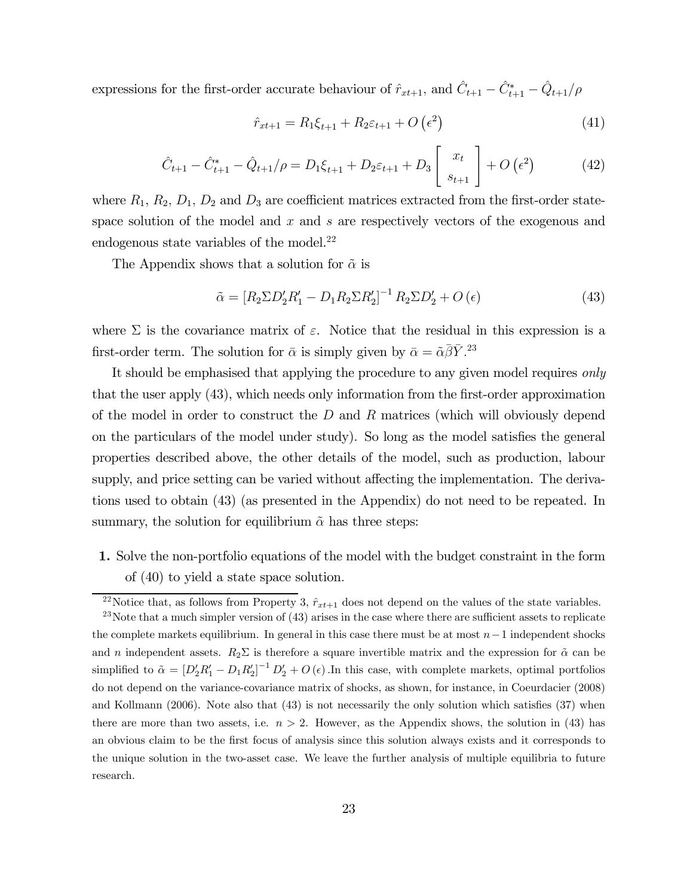expressions for the first-order accurate behaviour of $\hat{r}_{xt+1}$, and $\hat{C}_{t+1} - \hat{C}^*_{t+1} - \hat{Q}_{t+1}/\rho$

$$\hat{r}_{xt+1} = R_1 \xi_{t+1} + R_2 \varepsilon_{t+1} + O\left(\epsilon^2\right) \tag{41}$$

$$\hat{C}_{t+1} - \hat{C}^*_{t+1} - \hat{Q}_{t+1}/\rho = D_1 \xi_{t+1} + D_2 \varepsilon_{t+1} + D_3 \begin{bmatrix} x_t \\ s_{t+1} \end{bmatrix} + O\left(\epsilon^2\right) \tag{42}$$

where $R_1$, $R_2$, $D_1$, $D_2$ and $D_3$ are coefficient matrices extracted from the first-order state-space solution of the model and $x$ and $s$ are respectively vectors of the exogenous and endogenous state variables of the model.[22]

The Appendix shows that a solution for $\tilde{\alpha}$ is

$$\tilde{\alpha} = \left[R_2 \Sigma D_2' R_1' - D_1 R_2 \Sigma R_2'\right]^{-1} R_2 \Sigma D_2' + O\left(\epsilon\right) \tag{43}$$

where $\Sigma$ is the covariance matrix of $\varepsilon$. Notice that the residual in this expression is a first-order term. The solution for $\bar{\alpha}$ is simply given by $\bar{\alpha} = \tilde{\alpha}\bar{\beta}\bar{Y}$.[23]

It should be emphasised that applying the procedure to any given model requires *only* that the user apply (43), which needs only information from the first-order approximation of the model in order to construct the $D$ and $R$ matrices (which will obviously depend on the particulars of the model under study). So long as the model satisfies the general properties described above, the other details of the model, such as production, labour supply, and price setting can be varied without affecting the implementation. The derivations used to obtain (43) (as presented in the Appendix) do not need to be repeated. In summary, the solution for equilibrium $\tilde{\alpha}$ has three steps:

**1.** Solve the non-portfolio equations of the model with the budget constraint in the form of (40) to yield a state space solution.

---

[22] Notice that, as follows from Property 3, $\hat{r}_{xt+1}$ does not depend on the values of the state variables.

[23] Note that a much simpler version of (43) arises in the case where there are sufficient assets to replicate the complete markets equilibrium. In general in this case there must be at most $n-1$ independent shocks and $n$ independent assets. $R_2\Sigma$ is therefore a square invertible matrix and the expression for $\tilde{\alpha}$ can be simplified to $\tilde{\alpha} = \left[D_2' R_1' - D_1 R_2'\right]^{-1} D_2' + O\left(\epsilon\right)$.In this case, with complete markets, optimal portfolios do not depend on the variance-covariance matrix of shocks, as shown, for instance, in Coeurdacier (2008) and Kollmann (2006). Note also that (43) is not necessarily the only solution which satisfies (37) when there are more than two assets, i.e. $n > 2$. However, as the Appendix shows, the solution in (43) has an obvious claim to be the first focus of analysis since this solution always exists and it corresponds to the unique solution in the two-asset case. We leave the further analysis of multiple equilibria to future research.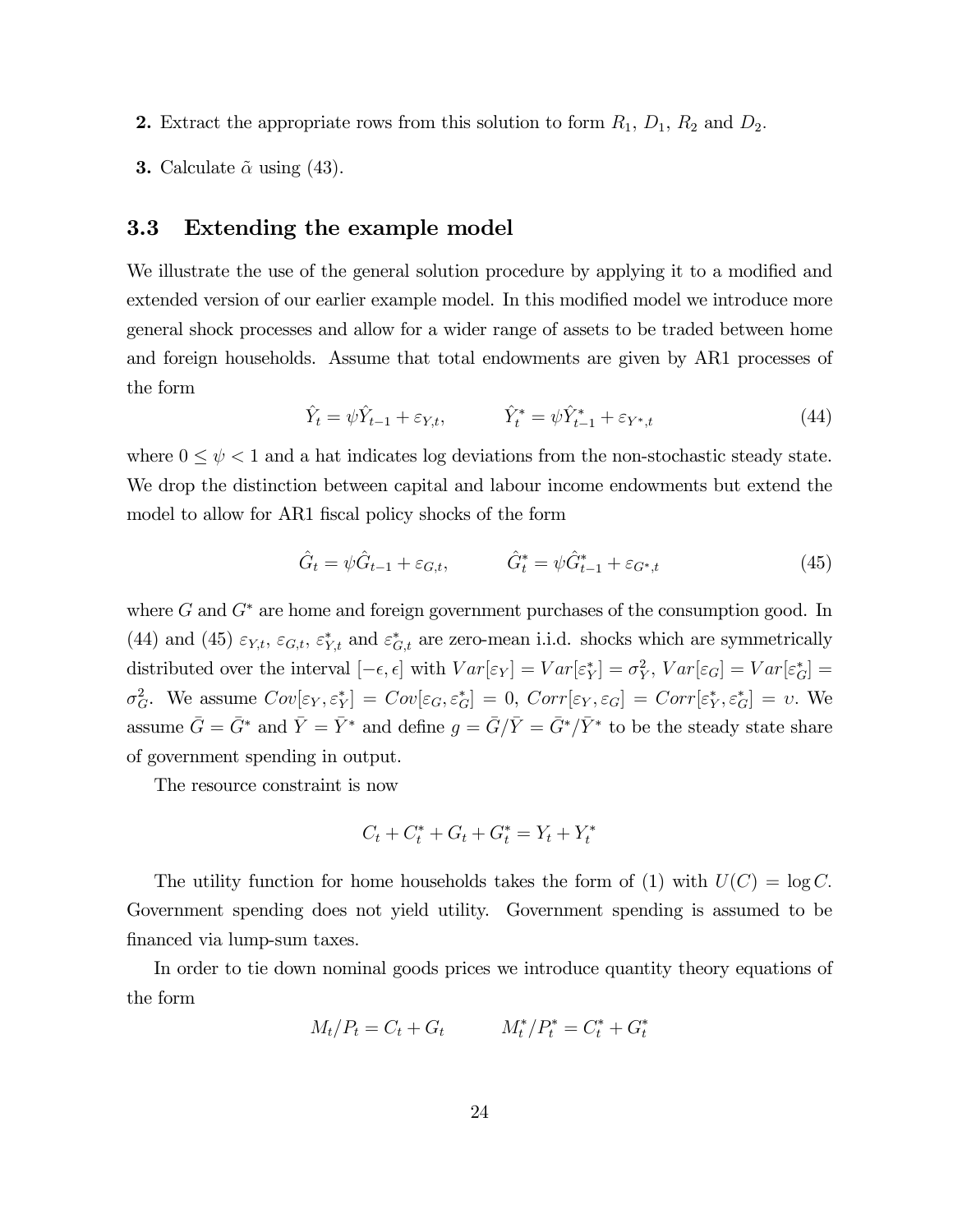**2.** Extract the appropriate rows from this solution to form $R_1$, $D_1$, $R_2$ and $D_2$.

**3.** Calculate $\tilde{\alpha}$ using (43).

### 3.3 Extending the example model

We illustrate the use of the general solution procedure by applying it to a modified and extended version of our earlier example model. In this modified model we introduce more general shock processes and allow for a wider range of assets to be traded between home and foreign households. Assume that total endowments are given by AR1 processes of the form

$$\hat{Y}_t = \psi \hat{Y}_{t-1} + \varepsilon_{Y,t}, \qquad \hat{Y}^*_t = \psi \hat{Y}^*_{t-1} + \varepsilon_{Y^*,t} \tag{44}$$

where $0 \leq \psi < 1$ and a hat indicates log deviations from the non-stochastic steady state. We drop the distinction between capital and labour income endowments but extend the model to allow for AR1 fiscal policy shocks of the form

$$\hat{G}_t = \psi \hat{G}_{t-1} + \varepsilon_{G,t}, \qquad \hat{G}^*_t = \psi \hat{G}^*_{t-1} + \varepsilon_{G^*,t} \tag{45}$$

where $G$ and $G^*$ are home and foreign government purchases of the consumption good. In (44) and (45) $\varepsilon_{Y,t}$, $\varepsilon_{G,t}$, $\varepsilon^*_{Y,t}$ and $\varepsilon^*_{G,t}$ are zero-mean i.i.d. shocks which are symmetrically distributed over the interval $[-\epsilon, \epsilon]$ with $Var[\varepsilon_Y] = Var[\varepsilon^*_Y] = \sigma^2_Y$, $Var[\varepsilon_G] = Var[\varepsilon^*_G] = \sigma^2_G$. We assume $Cov[\varepsilon_Y, \varepsilon^*_Y] = Cov[\varepsilon_G, \varepsilon^*_G] = 0$, $Corr[\varepsilon_Y, \varepsilon_G] = Corr[\varepsilon^*_Y, \varepsilon^*_G] = \upsilon$. We assume $\bar{G} = \bar{G}^*$ and $\bar{Y} = \bar{Y}^*$ and define $g = \bar{G}/\bar{Y} = \bar{G}^*/\bar{Y}^*$ to be the steady state share of government spending in output.

The resource constraint is now

$$C_t + C^*_t + G_t + G^*_t = Y_t + Y^*_t$$

The utility function for home households takes the form of (1) with $U(C) = \log C$. Government spending does not yield utility. Government spending is assumed to be financed via lump-sum taxes.

In order to tie down nominal goods prices we introduce quantity theory equations of the form

$$M_t/P_t = C_t + G_t \qquad M^*_t/P^*_t = C^*_t + G^*_t$$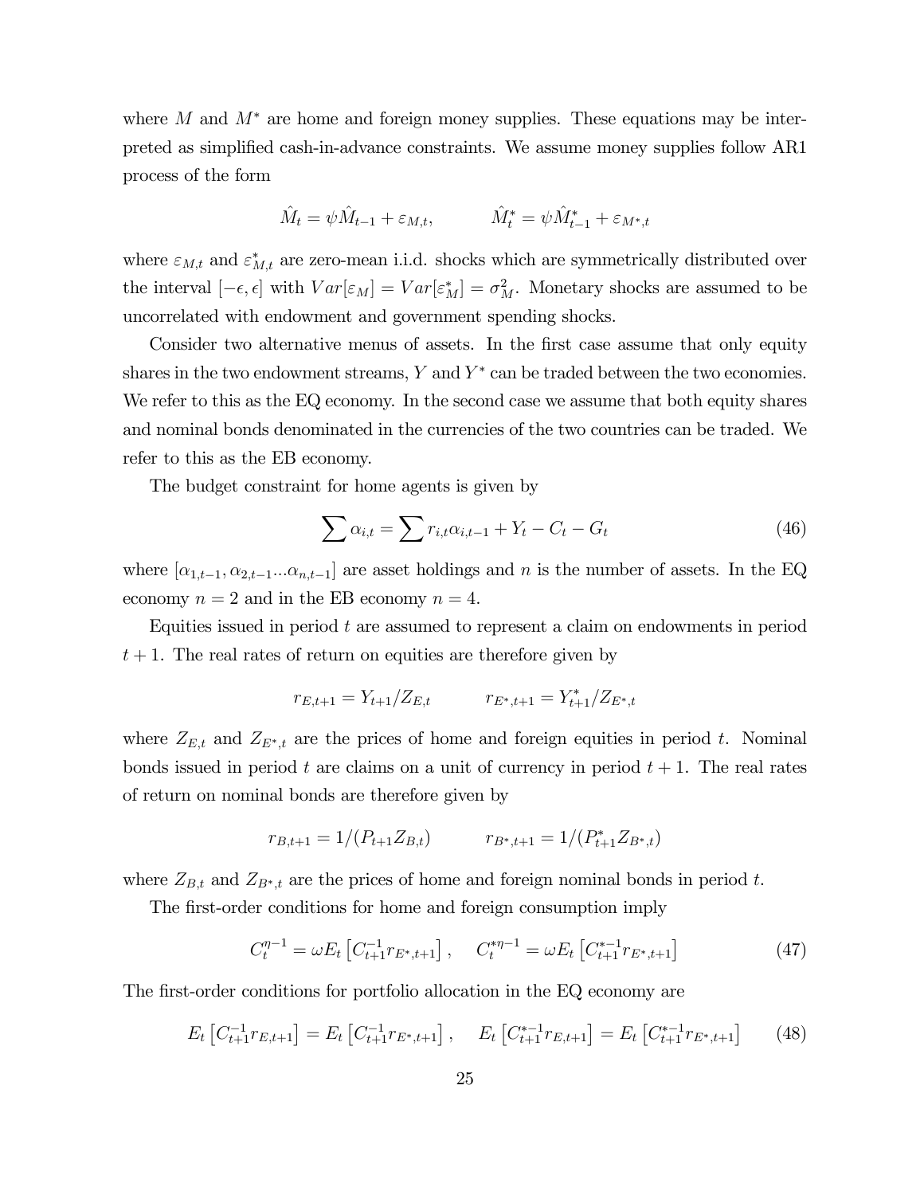where $M$ and $M^*$ are home and foreign money supplies. These equations may be interpreted as simplified cash-in-advance constraints. We assume money supplies follow AR1 process of the form

$$\hat{M}_t = \psi \hat{M}_{t-1} + \varepsilon_{M,t}, \qquad \hat{M}^*_t = \psi \hat{M}^*_{t-1} + \varepsilon_{M^*,t}$$

where $\varepsilon_{M,t}$ and $\varepsilon^*_{M,t}$ are zero-mean i.i.d. shocks which are symmetrically distributed over the interval $[-\epsilon, \epsilon]$ with $Var[\varepsilon_M] = Var[\varepsilon^*_M] = \sigma^2_M$. Monetary shocks are assumed to be uncorrelated with endowment and government spending shocks.

Consider two alternative menus of assets. In the first case assume that only equity shares in the two endowment streams, $Y$ and $Y^*$ can be traded between the two economies. We refer to this as the EQ economy. In the second case we assume that both equity shares and nominal bonds denominated in the currencies of the two countries can be traded. We refer to this as the EB economy.

The budget constraint for home agents is given by

$$\sum \alpha_{i,t} = \sum r_{i,t}\alpha_{i,t-1} + Y_t - C_t - G_t \tag{46}$$

where $[\alpha_{1,t-1}, \alpha_{2,t-1}...\alpha_{n,t-1}]$ are asset holdings and $n$ is the number of assets. In the EQ economy $n = 2$ and in the EB economy $n = 4$.

Equities issued in period $t$ are assumed to represent a claim on endowments in period $t + 1$. The real rates of return on equities are therefore given by

$$r_{E,t+1} = Y_{t+1}/Z_{E,t} \qquad r_{E^*,t+1} = Y^*_{t+1}/Z_{E^*,t}$$

where $Z_{E,t}$ and $Z_{E^*,t}$ are the prices of home and foreign equities in period $t$. Nominal bonds issued in period $t$ are claims on a unit of currency in period $t + 1$. The real rates of return on nominal bonds are therefore given by

$$r_{B,t+1} = 1/(P_{t+1}Z_{B,t}) \qquad r_{B^*,t+1} = 1/(P^*_{t+1}Z_{B^*,t})$$

where $Z_{B,t}$ and $Z_{B^*,t}$ are the prices of home and foreign nominal bonds in period $t$.

The first-order conditions for home and foreign consumption imply

$$C_t^{\eta-1} = \omega E_t\left[C_{t+1}^{-1} r_{E^*,t+1}\right], \quad C_t^{*\eta-1} = \omega E_t\left[C_{t+1}^{*-1} r_{E^*,t+1}\right] \tag{47}$$

The first-order conditions for portfolio allocation in the EQ economy are

$$E_t\left[C_{t+1}^{-1} r_{E,t+1}\right] = E_t\left[C_{t+1}^{-1} r_{E^*,t+1}\right], \quad E_t\left[C_{t+1}^{*-1} r_{E,t+1}\right] = E_t\left[C_{t+1}^{*-1} r_{E^*,t+1}\right] \tag{48}$$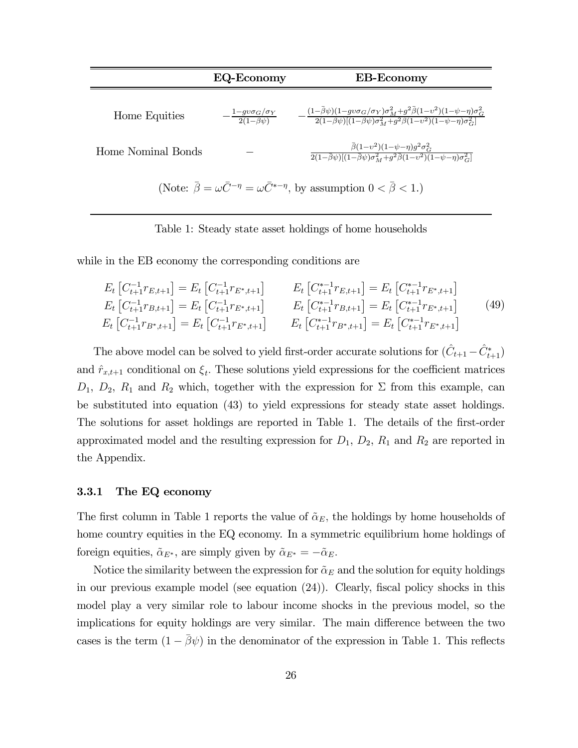| | EQ-Economy | EB-Economy |
|---|---|---|
| Home Equities | $-\frac{1-g\upsilon\sigma_G/\sigma_Y}{2(1-\beta\psi)}$ | $-\frac{(1-\bar{\beta}\psi)(1-g\upsilon\sigma_G/\sigma_Y)\sigma_M^2+g^2\bar{\beta}(1-\upsilon^2)(1-\psi-\eta)\sigma_G^2}{2(1-\bar{\beta}\psi)[(1-\beta\psi)\sigma_M^2+g^2\beta(1-\upsilon^2)(1-\psi-\eta)\sigma_G^2]}$ |
| Home Nominal Bonds | $-$ | $\frac{\bar{\beta}(1-\upsilon^2)(1-\psi-\eta)g^2\sigma_G^2}{2(1-\bar{\beta}\psi)[(1-\bar{\beta}\psi)\sigma_M^2+g^2\bar{\beta}(1-\upsilon^2)(1-\psi-\eta)\sigma_G^2]}$ |

(Note: $\bar{\beta} = \omega\bar{C}^{-\eta} = \omega\bar{C}^{*-\eta}$, by assumption $0 < \bar{\beta} < 1$.)

Table 1: Steady state asset holdings of home households

while in the EB economy the corresponding conditions are

$$
\begin{array}{ll}
E_t\left[C_{t+1}^{-1} r_{E,t+1}\right] = E_t\left[C_{t+1}^{-1} r_{E^*,t+1}\right] & E_t\left[C_{t+1}^{*-1} r_{E,t+1}\right] = E_t\left[C_{t+1}^{*-1} r_{E^*,t+1}\right] \\
E_t\left[C_{t+1}^{-1} r_{B,t+1}\right] = E_t\left[C_{t+1}^{-1} r_{E^*,t+1}\right] & E_t\left[C_{t+1}^{*-1} r_{B,t+1}\right] = E_t\left[C_{t+1}^{*-1} r_{E^*,t+1}\right] \\
E_t\left[C_{t+1}^{-1} r_{B^*,t+1}\right] = E_t\left[C_{t+1}^{-1} r_{E^*,t+1}\right] & E_t\left[C_{t+1}^{*-1} r_{B^*,t+1}\right] = E_t\left[C_{t+1}^{*-1} r_{E^*,t+1}\right]
\end{array}
\tag{49}
$$

The above model can be solved to yield first-order accurate solutions for $(\hat{C}_{t+1} - \hat{C}^*_{t+1})$ and $\hat{r}_{x,t+1}$ conditional on $\xi_t$. These solutions yield expressions for the coefficient matrices $D_1$, $D_2$, $R_1$ and $R_2$ which, together with the expression for $\Sigma$ from this example, can be substituted into equation (43) to yield expressions for steady state asset holdings. The solutions for asset holdings are reported in Table 1. The details of the first-order approximated model and the resulting expression for $D_1$, $D_2$, $R_1$ and $R_2$ are reported in the Appendix.

### 3.3.1 The EQ economy

The first column in Table 1 reports the value of $\tilde{\alpha}_E$, the holdings by home households of home country equities in the EQ economy. In a symmetric equilibrium home holdings of foreign equities, $\tilde{\alpha}_{E^*}$, are simply given by $\tilde{\alpha}_{E^*} = -\tilde{\alpha}_E$.

Notice the similarity between the expression for $\tilde{\alpha}_E$ and the solution for equity holdings in our previous example model (see equation (24)). Clearly, fiscal policy shocks in this model play a very similar role to labour income shocks in the previous model, so the implications for equity holdings are very similar. The main difference between the two cases is the term $(1 - \bar{\beta}\psi)$ in the denominator of the expression in Table 1. This reflects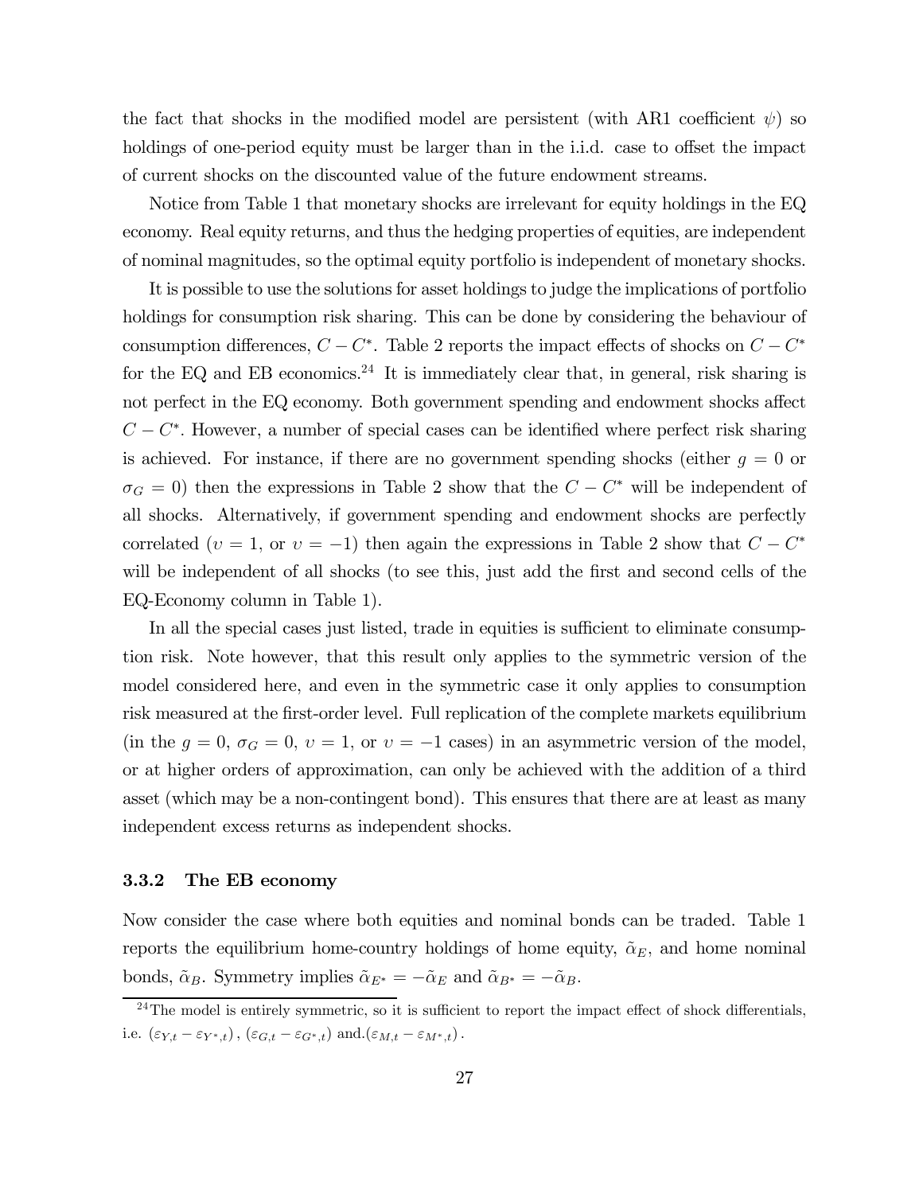the fact that shocks in the modified model are persistent (with AR1 coefficient $\psi$) so holdings of one-period equity must be larger than in the i.i.d. case to offset the impact of current shocks on the discounted value of the future endowment streams.

Notice from Table 1 that monetary shocks are irrelevant for equity holdings in the EQ economy. Real equity returns, and thus the hedging properties of equities, are independent of nominal magnitudes, so the optimal equity portfolio is independent of monetary shocks.

It is possible to use the solutions for asset holdings to judge the implications of portfolio holdings for consumption risk sharing. This can be done by considering the behaviour of consumption differences, $C - C^*$. Table 2 reports the impact effects of shocks on $C - C^*$ for the EQ and EB economics.[24] It is immediately clear that, in general, risk sharing is not perfect in the EQ economy. Both government spending and endowment shocks affect $C - C^*$. However, a number of special cases can be identified where perfect risk sharing is achieved. For instance, if there are no government spending shocks (either $g = 0$ or $\sigma_G = 0$) then the expressions in Table 2 show that the $C - C^*$ will be independent of all shocks. Alternatively, if government spending and endowment shocks are perfectly correlated ($\upsilon = 1$, or $\upsilon = -1$) then again the expressions in Table 2 show that $C - C^*$ will be independent of all shocks (to see this, just add the first and second cells of the EQ-Economy column in Table 1).

In all the special cases just listed, trade in equities is sufficient to eliminate consumption risk. Note however, that this result only applies to the symmetric version of the model considered here, and even in the symmetric case it only applies to consumption risk measured at the first-order level. Full replication of the complete markets equilibrium (in the $g = 0$, $\sigma_G = 0$, $\upsilon = 1$, or $\upsilon = -1$ cases) in an asymmetric version of the model, or at higher orders of approximation, can only be achieved with the addition of a third asset (which may be a non-contingent bond). This ensures that there are at least as many independent excess returns as independent shocks.

### 3.3.2 The EB economy

Now consider the case where both equities and nominal bonds can be traded. Table 1 reports the equilibrium home-country holdings of home equity, $\tilde{\alpha}_E$, and home nominal bonds, $\tilde{\alpha}_B$. Symmetry implies $\tilde{\alpha}_{E^*} = -\tilde{\alpha}_E$ and $\tilde{\alpha}_{B^*} = -\tilde{\alpha}_B$.

[24] The model is entirely symmetric, so it is sufficient to report the impact effect of shock differentials, i.e. $(\varepsilon_{Y,t} - \varepsilon_{Y^*,t})$, $(\varepsilon_{G,t} - \varepsilon_{G^*,t})$ and.$(\varepsilon_{M,t} - \varepsilon_{M^*,t})$.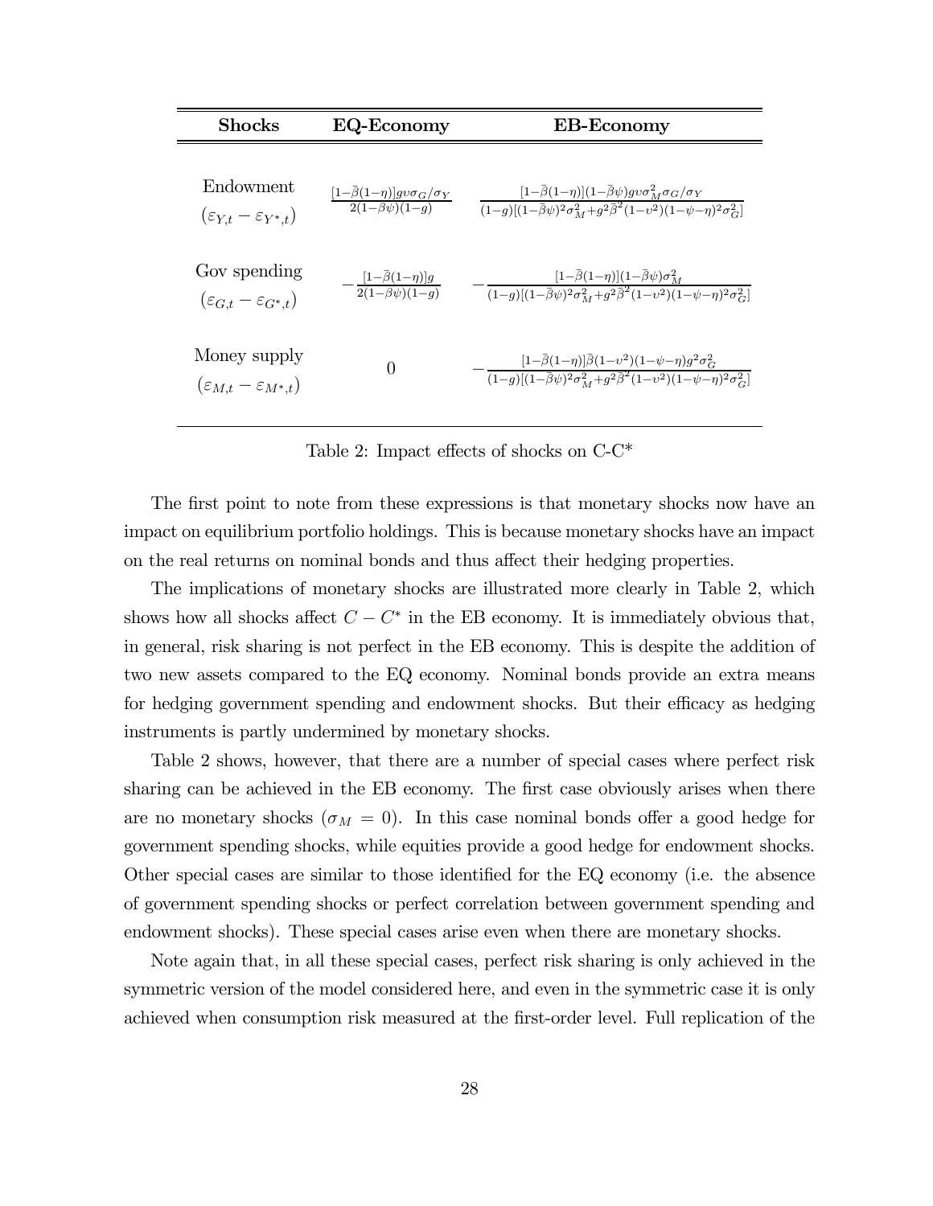| Shocks | EQ-Economy | EB-Economy |
|---|---|---|
| Endowment $(\varepsilon_{Y,t}-\varepsilon_{Y^*,t})$ | $\frac{[1-\bar{\beta}(1-\eta)]g\upsilon\sigma_G/\sigma_Y}{2(1-\beta\psi)(1-g)}$ | $\frac{[1-\bar{\beta}(1-\eta)](1-\bar{\beta}\psi)g\upsilon\sigma_M^2\sigma_G/\sigma_Y}{(1-g)[(1-\bar{\beta}\psi)^2\sigma_M^2+g^2\bar{\beta}^2(1-\upsilon^2)(1-\psi-\eta)^2\sigma_G^2]}$ |
| Gov spending $(\varepsilon_{G,t}-\varepsilon_{G^*,t})$ | $-\frac{[1-\bar{\beta}(1-\eta)]g}{2(1-\beta\psi)(1-g)}$ | $-\frac{[1-\bar{\beta}(1-\eta)](1-\bar{\beta}\psi)\sigma_M^2}{(1-g)[(1-\bar{\beta}\psi)^2\sigma_M^2+g^2\bar{\beta}^2(1-\upsilon^2)(1-\psi-\eta)^2\sigma_G^2]}$ |
| Money supply $(\varepsilon_{M,t}-\varepsilon_{M^*,t})$ | $0$ | $-\frac{[1-\bar{\beta}(1-\eta)]\bar{\beta}(1-\upsilon^2)(1-\psi-\eta)g^2\sigma_G^2}{(1-g)[(1-\bar{\beta}\psi)^2\sigma_M^2+g^2\bar{\beta}^2(1-\upsilon^2)(1-\psi-\eta)^2\sigma_G^2]}$ |

Table 2: Impact effects of shocks on C-C*

The first point to note from these expressions is that monetary shocks now have an impact on equilibrium portfolio holdings. This is because monetary shocks have an impact on the real returns on nominal bonds and thus affect their hedging properties.

The implications of monetary shocks are illustrated more clearly in Table 2, which shows how all shocks affect $C - C^*$ in the EB economy. It is immediately obvious that, in general, risk sharing is not perfect in the EB economy. This is despite the addition of two new assets compared to the EQ economy. Nominal bonds provide an extra means for hedging government spending and endowment shocks. But their efficacy as hedging instruments is partly undermined by monetary shocks.

Table 2 shows, however, that there are a number of special cases where perfect risk sharing can be achieved in the EB economy. The first case obviously arises when there are no monetary shocks ($\sigma_M = 0$). In this case nominal bonds offer a good hedge for government spending shocks, while equities provide a good hedge for endowment shocks. Other special cases are similar to those identified for the EQ economy (i.e. the absence of government spending shocks or perfect correlation between government spending and endowment shocks). These special cases arise even when there are monetary shocks.

Note again that, in all these special cases, perfect risk sharing is only achieved in the symmetric version of the model considered here, and even in the symmetric case it is only achieved when consumption risk measured at the first-order level. Full replication of the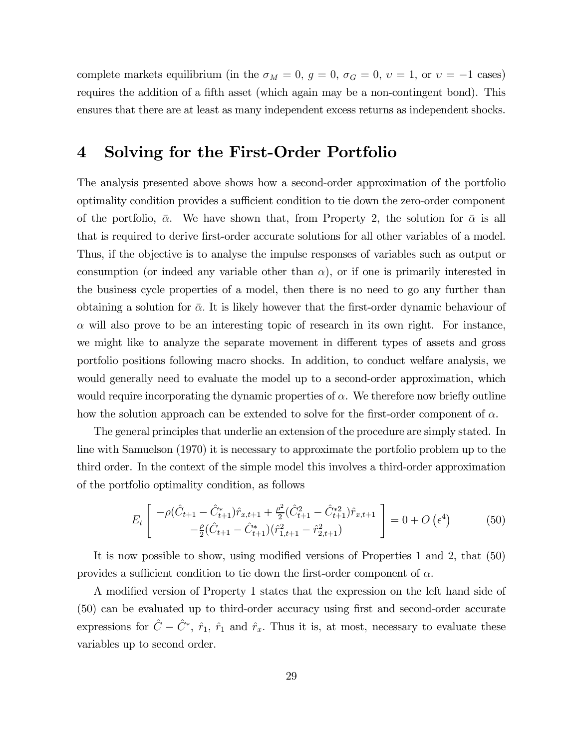complete markets equilibrium (in the $\sigma_M = 0$, $g = 0$, $\sigma_G = 0$, $\upsilon = 1$, or $\upsilon = -1$ cases) requires the addition of a fifth asset (which again may be a non-contingent bond). This ensures that there are at least as many independent excess returns as independent shocks.

# 4 Solving for the First-Order Portfolio

The analysis presented above shows how a second-order approximation of the portfolio optimality condition provides a sufficient condition to tie down the zero-order component of the portfolio, $\bar{\alpha}$. We have shown that, from Property 2, the solution for $\bar{\alpha}$ is all that is required to derive first-order accurate solutions for all other variables of a model. Thus, if the objective is to analyse the impulse responses of variables such as output or consumption (or indeed any variable other than $\alpha$), or if one is primarily interested in the business cycle properties of a model, then there is no need to go any further than obtaining a solution for $\bar{\alpha}$. It is likely however that the first-order dynamic behaviour of $\alpha$ will also prove to be an interesting topic of research in its own right. For instance, we might like to analyze the separate movement in different types of assets and gross portfolio positions following macro shocks. In addition, to conduct welfare analysis, we would generally need to evaluate the model up to a second-order approximation, which would require incorporating the dynamic properties of $\alpha$. We therefore now briefly outline how the solution approach can be extended to solve for the first-order component of $\alpha$.

The general principles that underlie an extension of the procedure are simply stated. In line with Samuelson (1970) it is necessary to approximate the portfolio problem up to the third order. In the context of the simple model this involves a third-order approximation of the portfolio optimality condition, as follows

$$E_t \left[ \begin{array}{c} -\rho(\hat{C}_{t+1} - \hat{C}^*_{t+1})\hat{r}_{x,t+1} + \frac{\rho^2}{2}(\hat{C}^2_{t+1} - \hat{C}^{*2}_{t+1})\hat{r}_{x,t+1} \\ -\frac{\rho}{2}(\hat{C}_{t+1} - \hat{C}^*_{t+1})(\hat{r}^2_{1,t+1} - \hat{r}^2_{2,t+1}) \end{array} \right] = 0 + O\left(\epsilon^4\right) \tag{50}$$

It is now possible to show, using modified versions of Properties 1 and 2, that (50) provides a sufficient condition to tie down the first-order component of $\alpha$.

A modified version of Property 1 states that the expression on the left hand side of (50) can be evaluated up to third-order accuracy using first and second-order accurate expressions for $\hat{C} - \hat{C}^*$, $\hat{r}_1$, $\hat{r}_1$ and $\hat{r}_x$. Thus it is, at most, necessary to evaluate these variables up to second order.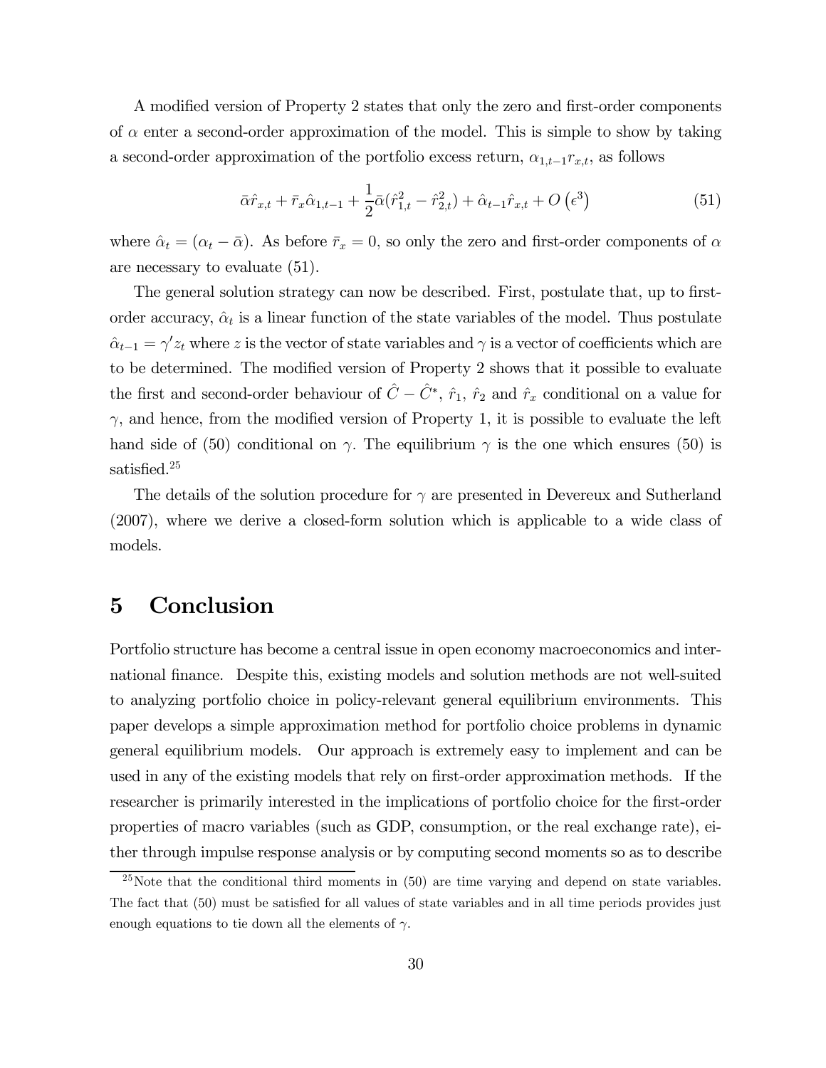A modified version of Property 2 states that only the zero and first-order components of $\alpha$ enter a second-order approximation of the model. This is simple to show by taking a second-order approximation of the portfolio excess return, $\alpha_{1,t-1}r_{x,t}$, as follows

$$\bar{\alpha}\hat{r}_{x,t} + \bar{r}_x\hat{\alpha}_{1,t-1} + \frac{1}{2}\bar{\alpha}(\hat{r}_{1,t}^2 - \hat{r}_{2,t}^2) + \hat{\alpha}_{t-1}\hat{r}_{x,t} + O\left(\epsilon^3\right) \tag{51}$$

where $\hat{\alpha}_t = (\alpha_t - \bar{\alpha})$. As before $\bar{r}_x = 0$, so only the zero and first-order components of $\alpha$ are necessary to evaluate (51).

The general solution strategy can now be described. First, postulate that, up to first-order accuracy, $\hat{\alpha}_t$ is a linear function of the state variables of the model. Thus postulate $\hat{\alpha}_{t-1} = \gamma' z_t$ where $z$ is the vector of state variables and $\gamma$ is a vector of coefficients which are to be determined. The modified version of Property 2 shows that it possible to evaluate the first and second-order behaviour of $\hat{C} - \hat{C}^*$, $\hat{r}_1$, $\hat{r}_2$ and $\hat{r}_x$ conditional on a value for $\gamma$, and hence, from the modified version of Property 1, it is possible to evaluate the left hand side of (50) conditional on $\gamma$. The equilibrium $\gamma$ is the one which ensures (50) is satisfied.[25]

The details of the solution procedure for $\gamma$ are presented in Devereux and Sutherland (2007), where we derive a closed-form solution which is applicable to a wide class of models.

# 5 Conclusion

Portfolio structure has become a central issue in open economy macroeconomics and international finance. Despite this, existing models and solution methods are not well-suited to analyzing portfolio choice in policy-relevant general equilibrium environments. This paper develops a simple approximation method for portfolio choice problems in dynamic general equilibrium models. Our approach is extremely easy to implement and can be used in any of the existing models that rely on first-order approximation methods. If the researcher is primarily interested in the implications of portfolio choice for the first-order properties of macro variables (such as GDP, consumption, or the real exchange rate), either through impulse response analysis or by computing second moments so as to describe

[25] Note that the conditional third moments in (50) are time varying and depend on state variables. The fact that (50) must be satisfied for all values of state variables and in all time periods provides just enough equations to tie down all the elements of $\gamma$.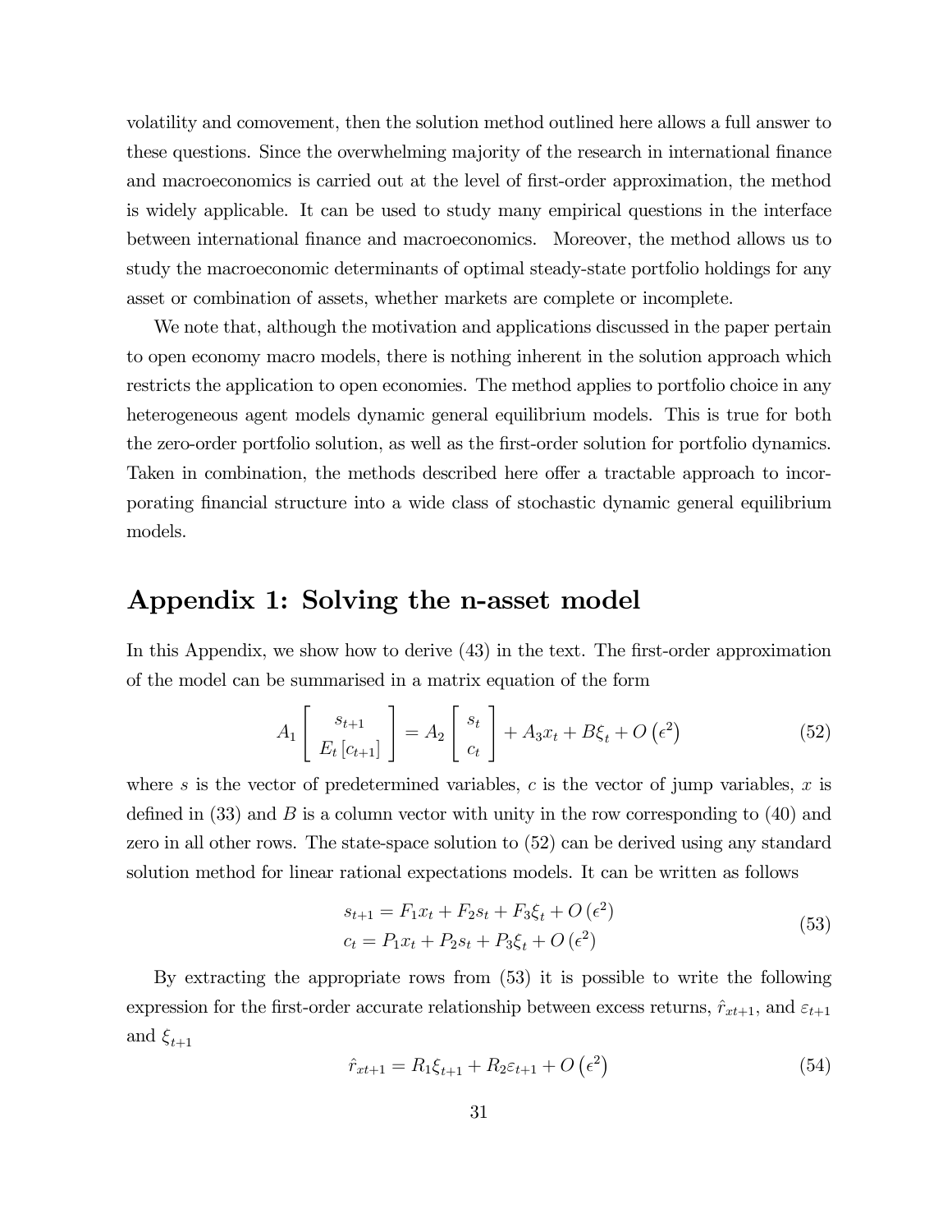volatility and comovement, then the solution method outlined here allows a full answer to these questions. Since the overwhelming majority of the research in international finance and macroeconomics is carried out at the level of first-order approximation, the method is widely applicable. It can be used to study many empirical questions in the interface between international finance and macroeconomics. Moreover, the method allows us to study the macroeconomic determinants of optimal steady-state portfolio holdings for any asset or combination of assets, whether markets are complete or incomplete.

We note that, although the motivation and applications discussed in the paper pertain to open economy macro models, there is nothing inherent in the solution approach which restricts the application to open economies. The method applies to portfolio choice in any heterogeneous agent models dynamic general equilibrium models. This is true for both the zero-order portfolio solution, as well as the first-order solution for portfolio dynamics. Taken in combination, the methods described here offer a tractable approach to incorporating financial structure into a wide class of stochastic dynamic general equilibrium models.

## Appendix 1: Solving the n-asset model

In this Appendix, we show how to derive (43) in the text. The first-order approximation of the model can be summarised in a matrix equation of the form

$$A_1 \begin{bmatrix} s_{t+1} \\ E_t [c_{t+1}] \end{bmatrix} = A_2 \begin{bmatrix} s_t \\ c_t \end{bmatrix} + A_3 x_t + B\xi_t + O\left(\epsilon^2\right) \tag{52}$$

where $s$ is the vector of predetermined variables, $c$ is the vector of jump variables, $x$ is defined in (33) and $B$ is a column vector with unity in the row corresponding to (40) and zero in all other rows. The state-space solution to (52) can be derived using any standard solution method for linear rational expectations models. It can be written as follows

$$\begin{aligned} s_{t+1} &= F_1 x_t + F_2 s_t + F_3 \xi_t + O\left(\epsilon^2\right) \\ c_t &= P_1 x_t + P_2 s_t + P_3 \xi_t + O\left(\epsilon^2\right) \end{aligned} \tag{53}$$

By extracting the appropriate rows from (53) it is possible to write the following expression for the first-order accurate relationship between excess returns, $\hat{r}_{xt+1}$, and $\varepsilon_{t+1}$ and $\xi_{t+1}$

$$\hat{r}_{xt+1} = R_1 \xi_{t+1} + R_2 \varepsilon_{t+1} + O\left(\epsilon^2\right) \tag{54}$$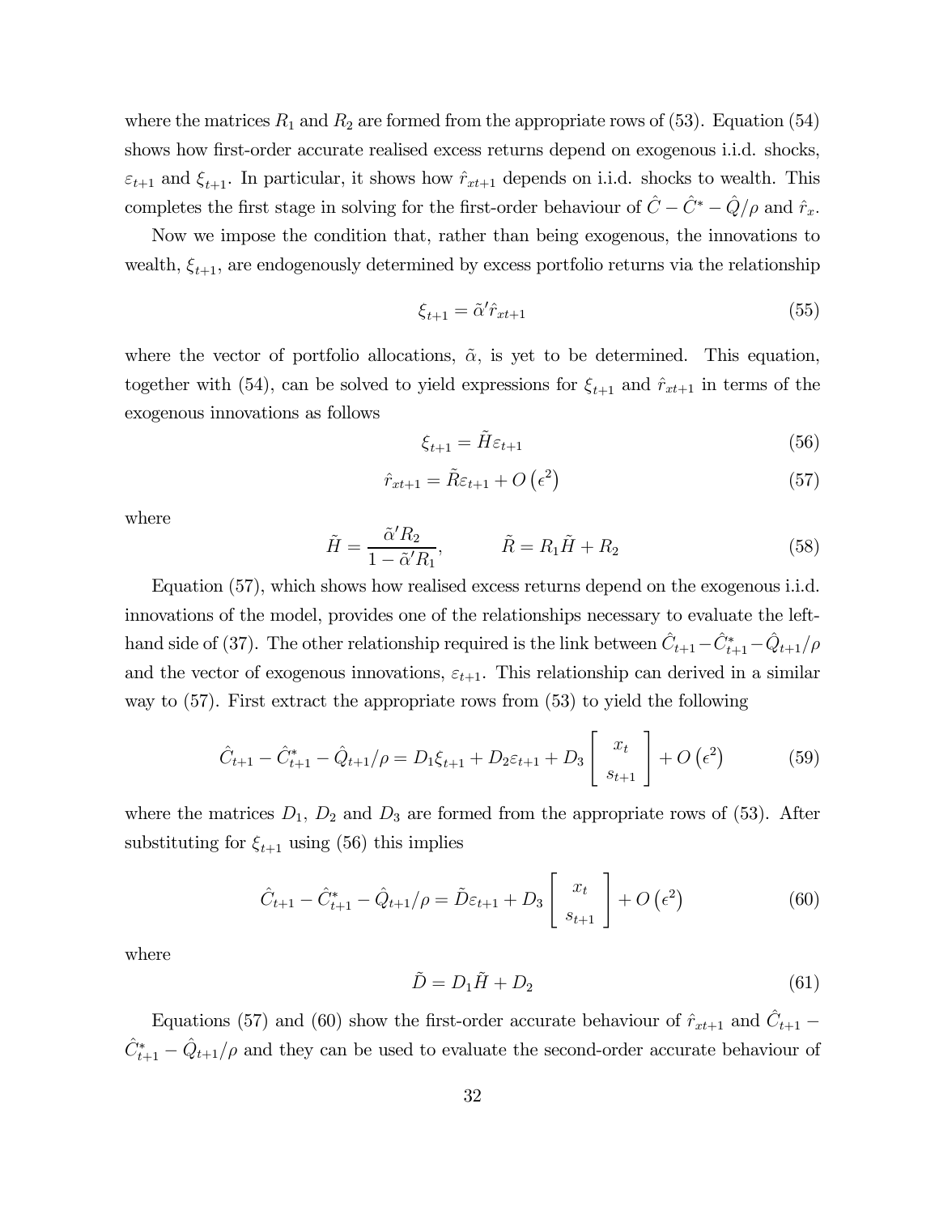where the matrices $R_1$ and $R_2$ are formed from the appropriate rows of (53). Equation (54) shows how first-order accurate realised excess returns depend on exogenous i.i.d. shocks, $\varepsilon_{t+1}$ and $\xi_{t+1}$. In particular, it shows how $\hat{r}_{xt+1}$ depends on i.i.d. shocks to wealth. This completes the first stage in solving for the first-order behaviour of $\hat{C} - \hat{C}^* - \hat{Q}/\rho$ and $\hat{r}_x$.

Now we impose the condition that, rather than being exogenous, the innovations to wealth, $\xi_{t+1}$, are endogenously determined by excess portfolio returns via the relationship

$$\xi_{t+1} = \tilde{\alpha}' \hat{r}_{xt+1} \tag{55}$$

where the vector of portfolio allocations, $\tilde{\alpha}$, is yet to be determined. This equation, together with (54), can be solved to yield expressions for $\xi_{t+1}$ and $\hat{r}_{xt+1}$ in terms of the exogenous innovations as follows

$$\xi_{t+1} = \tilde{H} \varepsilon_{t+1} \tag{56}$$

$$\hat{r}_{xt+1} = \tilde{R} \varepsilon_{t+1} + O\left(\epsilon^2\right) \tag{57}$$

where

$$\tilde{H} = \frac{\tilde{\alpha}' R_2}{1 - \tilde{\alpha}' R_1}, \qquad \tilde{R} = R_1 \tilde{H} + R_2 \tag{58}$$

Equation (57), which shows how realised excess returns depend on the exogenous i.i.d. innovations of the model, provides one of the relationships necessary to evaluate the left-hand side of (37). The other relationship required is the link between $\hat{C}_{t+1} - \hat{C}^*_{t+1} - \hat{Q}_{t+1}/\rho$ and the vector of exogenous innovations, $\varepsilon_{t+1}$. This relationship can derived in a similar way to (57). First extract the appropriate rows from (53) to yield the following

$$\hat{C}_{t+1} - \hat{C}^*_{t+1} - \hat{Q}_{t+1}/\rho = D_1 \xi_{t+1} + D_2 \varepsilon_{t+1} + D_3 \begin{bmatrix} x_t \\ s_{t+1} \end{bmatrix} + O\left(\epsilon^2\right) \tag{59}$$

where the matrices $D_1$, $D_2$ and $D_3$ are formed from the appropriate rows of (53). After substituting for $\xi_{t+1}$ using (56) this implies

$$\hat{C}_{t+1} - \hat{C}^*_{t+1} - \hat{Q}_{t+1}/\rho = \tilde{D} \varepsilon_{t+1} + D_3 \begin{bmatrix} x_t \\ s_{t+1} \end{bmatrix} + O\left(\epsilon^2\right) \tag{60}$$

where

$$\tilde{D} = D_1 \tilde{H} + D_2 \tag{61}$$

Equations (57) and (60) show the first-order accurate behaviour of $\hat{r}_{xt+1}$ and $\hat{C}_{t+1} - \hat{C}^*_{t+1} - \hat{Q}_{t+1}/\rho$ and they can be used to evaluate the second-order accurate behaviour of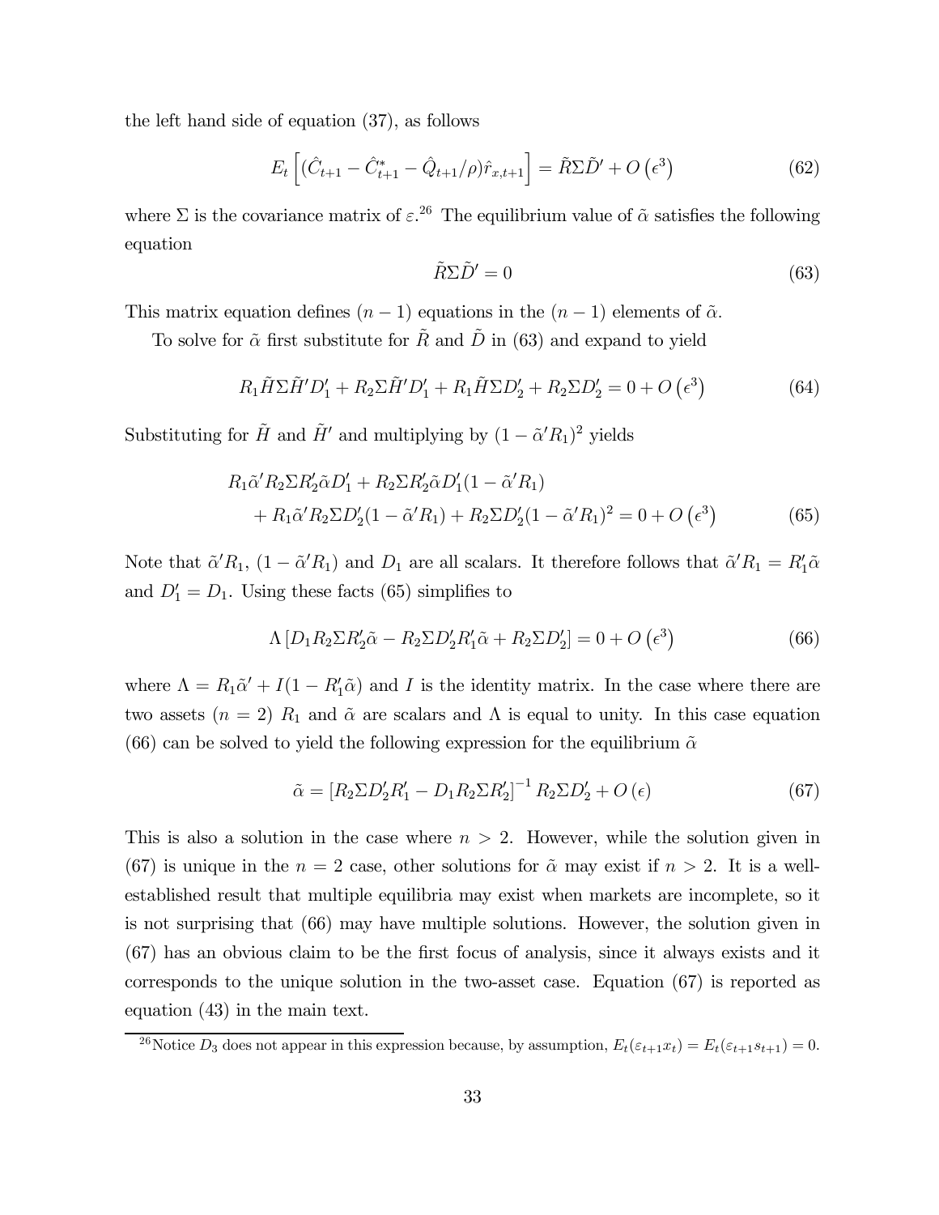the left hand side of equation (37), as follows

$$E_t\left[(\hat{C}_{t+1} - \hat{C}^*_{t+1} - \hat{Q}_{t+1}/\rho)\hat{r}_{x,t+1}\right] = \tilde{R}\Sigma\tilde{D}' + O\left(\epsilon^3\right) \tag{62}$$

where $\Sigma$ is the covariance matrix of $\varepsilon$.[26] The equilibrium value of $\tilde{\alpha}$ satisfies the following equation

$$\tilde{R}\Sigma\tilde{D}' = 0 \tag{63}$$

This matrix equation defines $(n-1)$ equations in the $(n-1)$ elements of $\tilde{\alpha}$.

To solve for $\tilde{\alpha}$ first substitute for $\tilde{R}$ and $\tilde{D}$ in (63) and expand to yield

$$R_1\tilde{H}\Sigma\tilde{H}'D_1' + R_2\Sigma\tilde{H}'D_1' + R_1\tilde{H}\Sigma D_2' + R_2\Sigma D_2' = 0 + O\left(\epsilon^3\right) \tag{64}$$

Substituting for $\tilde{H}$ and $\tilde{H}'$ and multiplying by $(1-\tilde{\alpha}'R_1)^2$ yields

$$\begin{aligned} &R_1\tilde{\alpha}'R_2\Sigma R_2'\tilde{\alpha}D_1' + R_2\Sigma R_2'\tilde{\alpha}D_1'(1-\tilde{\alpha}'R_1) \\ &\quad + R_1\tilde{\alpha}'R_2\Sigma D_2'(1-\tilde{\alpha}'R_1) + R_2\Sigma D_2'(1-\tilde{\alpha}'R_1)^2 = 0 + O\left(\epsilon^3\right) \end{aligned} \tag{65}$$

Note that $\tilde{\alpha}'R_1$, $(1-\tilde{\alpha}'R_1)$ and $D_1$ are all scalars. It therefore follows that $\tilde{\alpha}'R_1 = R_1'\tilde{\alpha}$ and $D_1' = D_1$. Using these facts (65) simplifies to

$$\Lambda\left[D_1R_2\Sigma R_2'\tilde{\alpha} - R_2\Sigma D_2'R_1'\tilde{\alpha} + R_2\Sigma D_2'\right] = 0 + O\left(\epsilon^3\right) \tag{66}$$

where $\Lambda = R_1\tilde{\alpha}' + I(1-R_1'\tilde{\alpha})$ and $I$ is the identity matrix. In the case where there are two assets $(n=2)$ $R_1$ and $\tilde{\alpha}$ are scalars and $\Lambda$ is equal to unity. In this case equation (66) can be solved to yield the following expression for the equilibrium $\tilde{\alpha}$

$$\tilde{\alpha} = \left[R_2\Sigma D_2'R_1' - D_1R_2\Sigma R_2'\right]^{-1}R_2\Sigma D_2' + O\left(\epsilon\right) \tag{67}$$

This is also a solution in the case where $n > 2$. However, while the solution given in (67) is unique in the $n = 2$ case, other solutions for $\tilde{\alpha}$ may exist if $n > 2$. It is a well-established result that multiple equilibria may exist when markets are incomplete, so it is not surprising that (66) may have multiple solutions. However, the solution given in (67) has an obvious claim to be the first focus of analysis, since it always exists and it corresponds to the unique solution in the two-asset case. Equation (67) is reported as equation (43) in the main text.

[26] Notice $D_3$ does not appear in this expression because, by assumption, $E_t(\varepsilon_{t+1}x_t) = E_t(\varepsilon_{t+1}s_{t+1}) = 0$.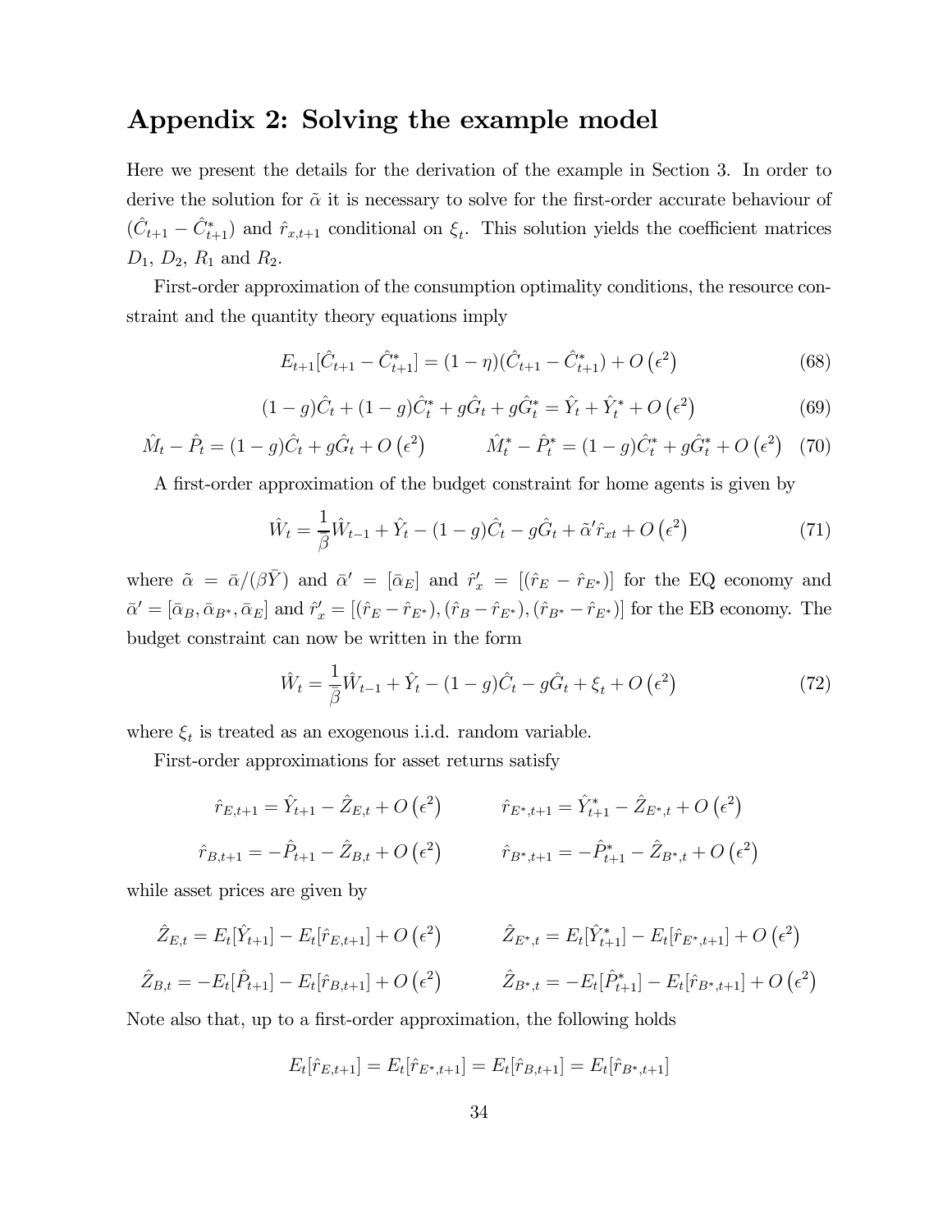## Appendix 2: Solving the example model

Here we present the details for the derivation of the example in Section 3. In order to derive the solution for $\tilde{\alpha}$ it is necessary to solve for the first-order accurate behaviour of $(\hat{C}_{t+1} - \hat{C}^*_{t+1})$ and $\hat{r}_{x,t+1}$ conditional on $\xi_t$. This solution yields the coefficient matrices $D_1$, $D_2$, $R_1$ and $R_2$.

First-order approximation of the consumption optimality conditions, the resource constraint and the quantity theory equations imply

$$E_{t+1}[\hat{C}_{t+1} - \hat{C}^*_{t+1}] = (1-\eta)(\hat{C}_{t+1} - \hat{C}^*_{t+1}) + O\left(\epsilon^2\right) \tag{68}$$

$$(1-g)\hat{C}_t + (1-g)\hat{C}^*_t + g\hat{G}_t + g\hat{G}^*_t = \hat{Y}_t + \hat{Y}^*_t + O\left(\epsilon^2\right) \tag{69}$$

$$\hat{M}_t - \hat{P}_t = (1-g)\hat{C}_t + g\hat{G}_t + O\left(\epsilon^2\right) \qquad \hat{M}^*_t - \hat{P}^*_t = (1-g)\hat{C}^*_t + g\hat{G}^*_t + O\left(\epsilon^2\right) \tag{70}$$

A first-order approximation of the budget constraint for home agents is given by

$$\hat{W}_t = \frac{1}{\beta}\hat{W}_{t-1} + \hat{Y}_t - (1-g)\hat{C}_t - g\hat{G}_t + \tilde{\alpha}'\hat{r}_{xt} + O\left(\epsilon^2\right) \tag{71}$$

where $\tilde{\alpha} = \bar{\alpha}/(\beta\bar{Y})$ and $\bar{\alpha}' = [\bar{\alpha}_E]$ and $\hat{r}'_x = [(\hat{r}_E - \hat{r}_{E^*})]$ for the EQ economy and $\bar{\alpha}' = [\bar{\alpha}_B, \bar{\alpha}_{B^*}, \bar{\alpha}_E]$ and $\hat{r}'_x = [(\hat{r}_E - \hat{r}_{E^*}), (\hat{r}_B - \hat{r}_{E^*}), (\hat{r}_{B^*} - \hat{r}_{E^*})]$ for the EB economy. The budget constraint can now be written in the form

$$\hat{W}_t = \frac{1}{\beta}\hat{W}_{t-1} + \hat{Y}_t - (1-g)\hat{C}_t - g\hat{G}_t + \xi_t + O\left(\epsilon^2\right) \tag{72}$$

where $\xi_t$ is treated as an exogenous i.i.d. random variable.

First-order approximations for asset returns satisfy

$$\hat{r}_{E,t+1} = \hat{Y}_{t+1} - \hat{Z}_{E,t} + O\left(\epsilon^2\right) \qquad \hat{r}_{E^*,t+1} = \hat{Y}^*_{t+1} - \hat{Z}_{E^*,t} + O\left(\epsilon^2\right)$$

$$\hat{r}_{B,t+1} = -\hat{P}_{t+1} - \hat{Z}_{B,t} + O\left(\epsilon^2\right) \qquad \hat{r}_{B^*,t+1} = -\hat{P}^*_{t+1} - \hat{Z}_{B^*,t} + O\left(\epsilon^2\right)$$

while asset prices are given by

$$\hat{Z}_{E,t} = E_t[\hat{Y}_{t+1}] - E_t[\hat{r}_{E,t+1}] + O\left(\epsilon^2\right) \qquad \hat{Z}_{E^*,t} = E_t[\hat{Y}^*_{t+1}] - E_t[\hat{r}_{E^*,t+1}] + O\left(\epsilon^2\right)$$

$$\hat{Z}_{B,t} = -E_t[\hat{P}_{t+1}] - E_t[\hat{r}_{B,t+1}] + O\left(\epsilon^2\right) \qquad \hat{Z}_{B^*,t} = -E_t[\hat{P}^*_{t+1}] - E_t[\hat{r}_{B^*,t+1}] + O\left(\epsilon^2\right)$$

Note also that, up to a first-order approximation, the following holds

$$E_t[\hat{r}_{E,t+1}] = E_t[\hat{r}_{E^*,t+1}] = E_t[\hat{r}_{B,t+1}] = E_t[\hat{r}_{B^*,t+1}]$$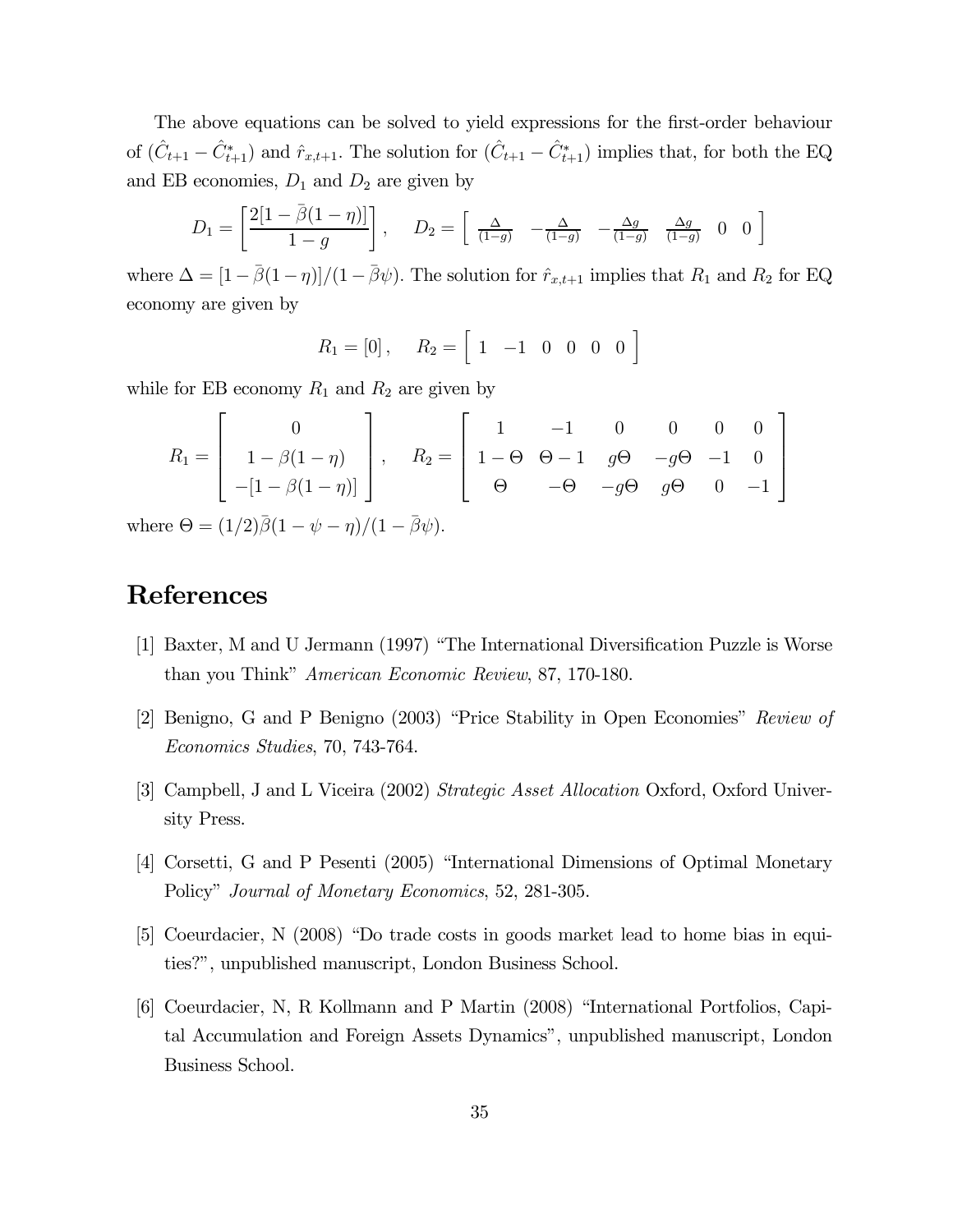The above equations can be solved to yield expressions for the first-order behaviour of $(\hat{C}_{t+1} - \hat{C}^*_{t+1})$ and $\hat{r}_{x,t+1}$. The solution for $(\hat{C}_{t+1} - \hat{C}^*_{t+1})$ implies that, for both the EQ and EB economies, $D_1$ and $D_2$ are given by

$$D_1 = \left[ \frac{2[1 - \bar{\beta}(1-\eta)]}{1-g} \right], \quad D_2 = \left[ \begin{array}{cccccc} \frac{\Delta}{(1-g)} & -\frac{\Delta}{(1-g)} & -\frac{\Delta g}{(1-g)} & \frac{\Delta g}{(1-g)} & 0 & 0 \end{array} \right]$$

where $\Delta = [1 - \bar{\beta}(1-\eta)]/(1 - \bar{\beta}\psi)$. The solution for $\hat{r}_{x,t+1}$ implies that $R_1$ and $R_2$ for EQ economy are given by

$$R_1 = [0], \quad R_2 = \left[ \begin{array}{cccccc} 1 & -1 & 0 & 0 & 0 & 0 \end{array} \right]$$

while for EB economy $R_1$ and $R_2$ are given by

$$R_1 = \left[ \begin{array}{c} 0 \\ 1 - \beta(1-\eta) \\ -[1 - \beta(1-\eta)] \end{array} \right], \quad R_2 = \left[ \begin{array}{cccccc} 1 & -1 & 0 & 0 & 0 & 0 \\ 1-\Theta & \Theta - 1 & g\Theta & -g\Theta & -1 & 0 \\ \Theta & -\Theta & -g\Theta & g\Theta & 0 & -1 \end{array} \right]$$

where $\Theta = (1/2)\bar{\beta}(1 - \psi - \eta)/(1 - \bar{\beta}\psi)$.

# References

[1] Baxter, M and U Jermann (1997) "The International Diversification Puzzle is Worse than you Think" *American Economic Review*, 87, 170-180.

[2] Benigno, G and P Benigno (2003) "Price Stability in Open Economies" *Review of Economics Studies*, 70, 743-764.

[3] Campbell, J and L Viceira (2002) *Strategic Asset Allocation* Oxford, Oxford University Press.

[4] Corsetti, G and P Pesenti (2005) "International Dimensions of Optimal Monetary Policy" *Journal of Monetary Economics*, 52, 281-305.

[5] Coeurdacier, N (2008) "Do trade costs in goods market lead to home bias in equities?", unpublished manuscript, London Business School.

[6] Coeurdacier, N, R Kollmann and P Martin (2008) "International Portfolios, Capital Accumulation and Foreign Assets Dynamics", unpublished manuscript, London Business School.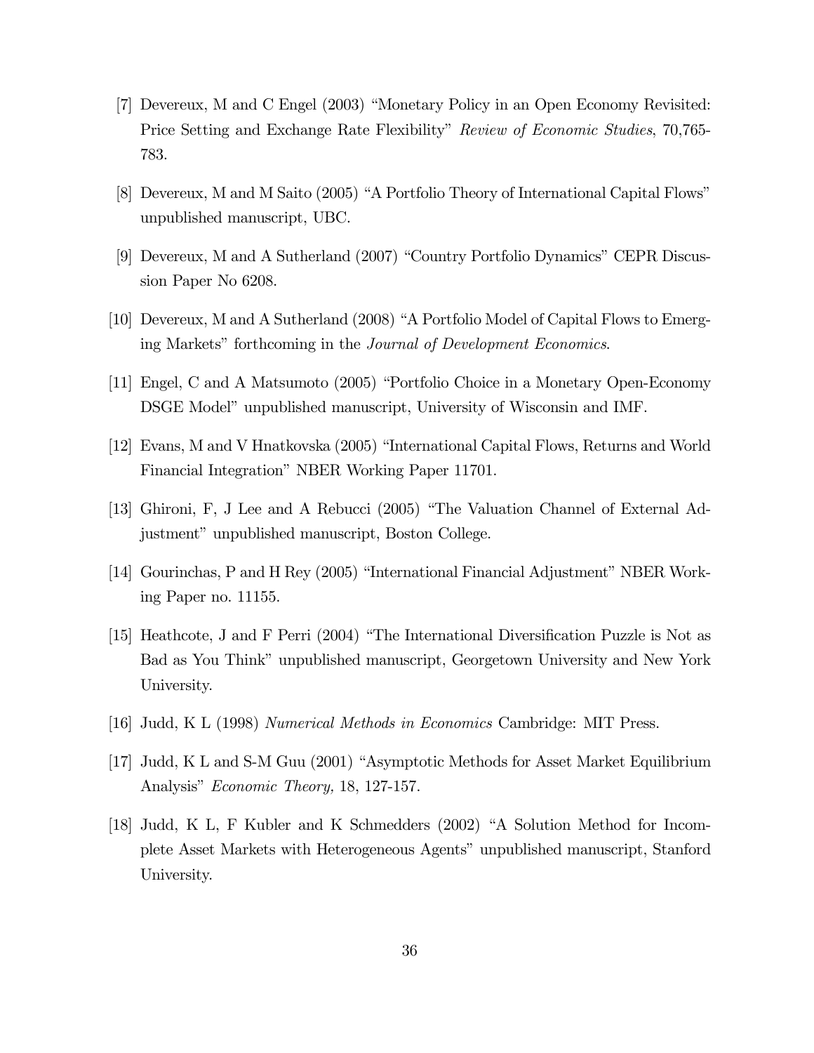[7] Devereux, M and C Engel (2003) "Monetary Policy in an Open Economy Revisited: Price Setting and Exchange Rate Flexibility" *Review of Economic Studies*, 70,765-783.

[8] Devereux, M and M Saito (2005) "A Portfolio Theory of International Capital Flows" unpublished manuscript, UBC.

[9] Devereux, M and A Sutherland (2007) "Country Portfolio Dynamics" CEPR Discussion Paper No 6208.

[10] Devereux, M and A Sutherland (2008) "A Portfolio Model of Capital Flows to Emerging Markets" forthcoming in the *Journal of Development Economics*.

[11] Engel, C and A Matsumoto (2005) "Portfolio Choice in a Monetary Open-Economy DSGE Model" unpublished manuscript, University of Wisconsin and IMF.

[12] Evans, M and V Hnatkovska (2005) "International Capital Flows, Returns and World Financial Integration" NBER Working Paper 11701.

[13] Ghironi, F, J Lee and A Rebucci (2005) "The Valuation Channel of External Adjustment" unpublished manuscript, Boston College.

[14] Gourinchas, P and H Rey (2005) "International Financial Adjustment" NBER Working Paper no. 11155.

[15] Heathcote, J and F Perri (2004) "The International Diversification Puzzle is Not as Bad as You Think" unpublished manuscript, Georgetown University and New York University.

[16] Judd, K L (1998) *Numerical Methods in Economics* Cambridge: MIT Press.

[17] Judd, K L and S-M Guu (2001) "Asymptotic Methods for Asset Market Equilibrium Analysis" *Economic Theory,* 18, 127-157.

[18] Judd, K L, F Kubler and K Schmedders (2002) "A Solution Method for Incomplete Asset Markets with Heterogeneous Agents" unpublished manuscript, Stanford University.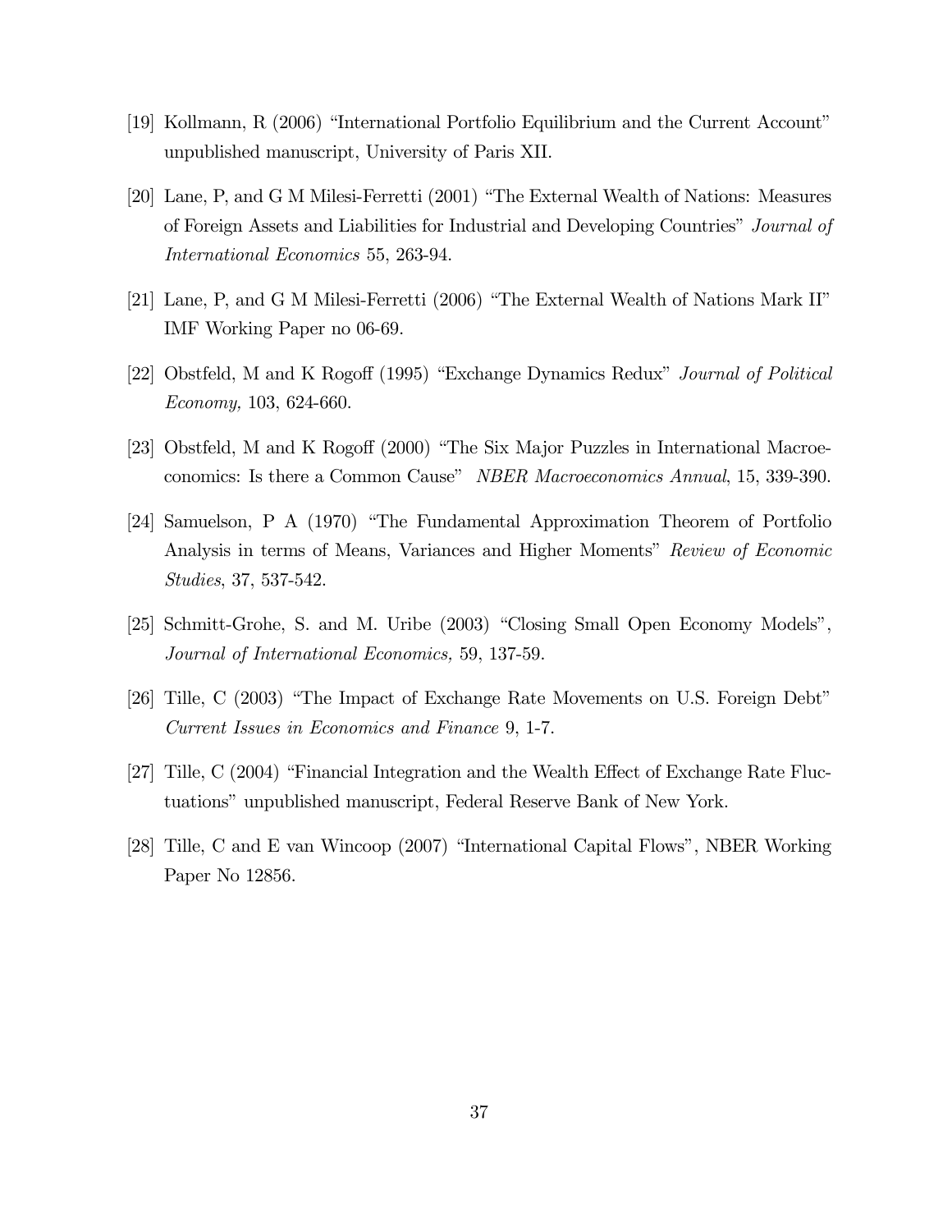[19] Kollmann, R (2006) "International Portfolio Equilibrium and the Current Account" unpublished manuscript, University of Paris XII.

[20] Lane, P, and G M Milesi-Ferretti (2001) "The External Wealth of Nations: Measures of Foreign Assets and Liabilities for Industrial and Developing Countries" *Journal of International Economics* 55, 263-94.

[21] Lane, P, and G M Milesi-Ferretti (2006) "The External Wealth of Nations Mark II" IMF Working Paper no 06-69.

[22] Obstfeld, M and K Rogoff (1995) "Exchange Dynamics Redux" *Journal of Political Economy,* 103, 624-660.

[23] Obstfeld, M and K Rogoff (2000) "The Six Major Puzzles in International Macroeconomics: Is there a Common Cause" *NBER Macroeconomics Annual*, 15, 339-390.

[24] Samuelson, P A (1970) "The Fundamental Approximation Theorem of Portfolio Analysis in terms of Means, Variances and Higher Moments" *Review of Economic Studies*, 37, 537-542.

[25] Schmitt-Grohe, S. and M. Uribe (2003) "Closing Small Open Economy Models", *Journal of International Economics,* 59, 137-59.

[26] Tille, C (2003) "The Impact of Exchange Rate Movements on U.S. Foreign Debt" *Current Issues in Economics and Finance* 9, 1-7.

[27] Tille, C (2004) "Financial Integration and the Wealth Effect of Exchange Rate Fluctuations" unpublished manuscript, Federal Reserve Bank of New York.

[28] Tille, C and E van Wincoop (2007) "International Capital Flows", NBER Working Paper No 12856.